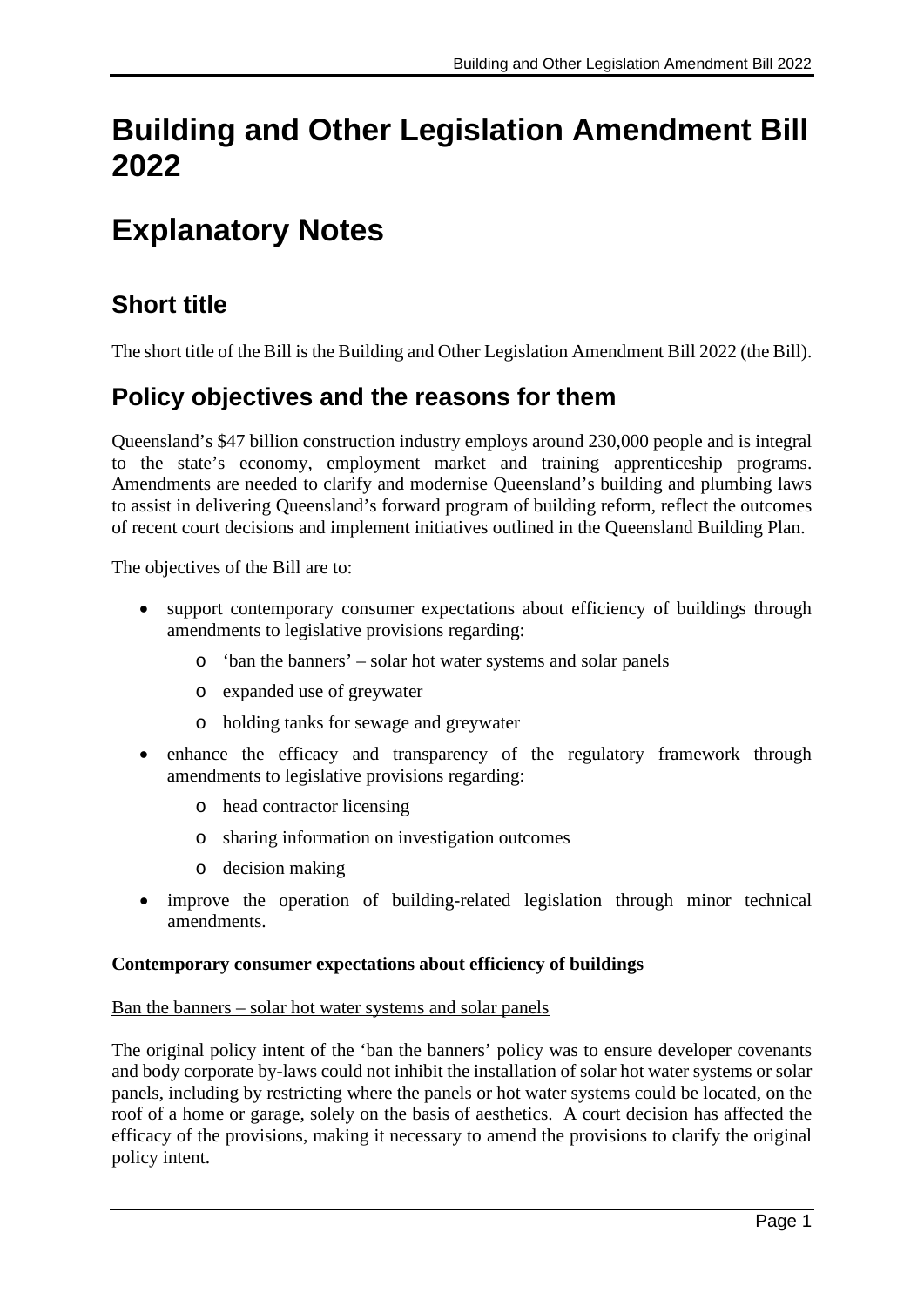# Building and Other Legislation Amendment Bill 2022

# Explanatory Notes

## Short title

The short title of the Bill is the Building and Other Legislation Amendment Bill 2022 (the Bill).

## Policy objectives and the reasons for them

Queensland's $47 billion construction industry employs around 230,000 people and is integral to the state's economy, employment market and training apprenticeship programs. Amendments are needed to clarify and modernise Queensland's building and plumbing laws to assist in delivering Queensland's forward program of building reform, reflect the outcomes of recent court decisions and implement initiatives outlined in the Queensland Building Plan.

The objectives of the Bill are to:

- support contemporary consumer expectations about efficiency of buildings through amendments to legislative provisions regarding:
  - 'ban the banners' – solar hot water systems and solar panels
  - expanded use of greywater
  - holding tanks for sewage and greywater
- enhance the efficacy and transparency of the regulatory framework through amendments to legislative provisions regarding:
  - head contractor licensing
  - sharing information on investigation outcomes
  - decision making
- improve the operation of building-related legislation through minor technical amendments.

**Contemporary consumer expectations about efficiency of buildings**

<u>Ban the banners – solar hot water systems and solar panels</u>

The original policy intent of the 'ban the banners' policy was to ensure developer covenants and body corporate by-laws could not inhibit the installation of solar hot water systems or solar panels, including by restricting where the panels or hot water systems could be located, on the roof of a home or garage, solely on the basis of aesthetics. A court decision has affected the efficacy of the provisions, making it necessary to amend the provisions to clarify the original policy intent.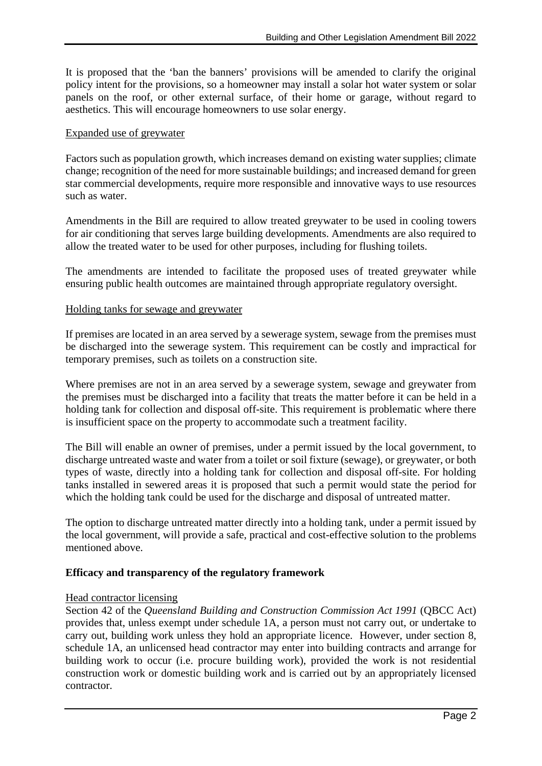It is proposed that the 'ban the banners' provisions will be amended to clarify the original policy intent for the provisions, so a homeowner may install a solar hot water system or solar panels on the roof, or other external surface, of their home or garage, without regard to aesthetics. This will encourage homeowners to use solar energy.

<u>Expanded use of greywater</u>

Factors such as population growth, which increases demand on existing water supplies; climate change; recognition of the need for more sustainable buildings; and increased demand for green star commercial developments, require more responsible and innovative ways to use resources such as water.

Amendments in the Bill are required to allow treated greywater to be used in cooling towers for air conditioning that serves large building developments. Amendments are also required to allow the treated water to be used for other purposes, including for flushing toilets.

The amendments are intended to facilitate the proposed uses of treated greywater while ensuring public health outcomes are maintained through appropriate regulatory oversight.

<u>Holding tanks for sewage and greywater</u>

If premises are located in an area served by a sewerage system, sewage from the premises must be discharged into the sewerage system. This requirement can be costly and impractical for temporary premises, such as toilets on a construction site.

Where premises are not in an area served by a sewerage system, sewage and greywater from the premises must be discharged into a facility that treats the matter before it can be held in a holding tank for collection and disposal off-site. This requirement is problematic where there is insufficient space on the property to accommodate such a treatment facility.

The Bill will enable an owner of premises, under a permit issued by the local government, to discharge untreated waste and water from a toilet or soil fixture (sewage), or greywater, or both types of waste, directly into a holding tank for collection and disposal off-site. For holding tanks installed in sewered areas it is proposed that such a permit would state the period for which the holding tank could be used for the discharge and disposal of untreated matter.

The option to discharge untreated matter directly into a holding tank, under a permit issued by the local government, will provide a safe, practical and cost-effective solution to the problems mentioned above.

**Efficacy and transparency of the regulatory framework**

<u>Head contractor licensing</u>

Section 42 of the *Queensland Building and Construction Commission Act 1991* (QBCC Act) provides that, unless exempt under schedule 1A, a person must not carry out, or undertake to carry out, building work unless they hold an appropriate licence. However, under section 8, schedule 1A, an unlicensed head contractor may enter into building contracts and arrange for building work to occur (i.e. procure building work), provided the work is not residential construction work or domestic building work and is carried out by an appropriately licensed contractor.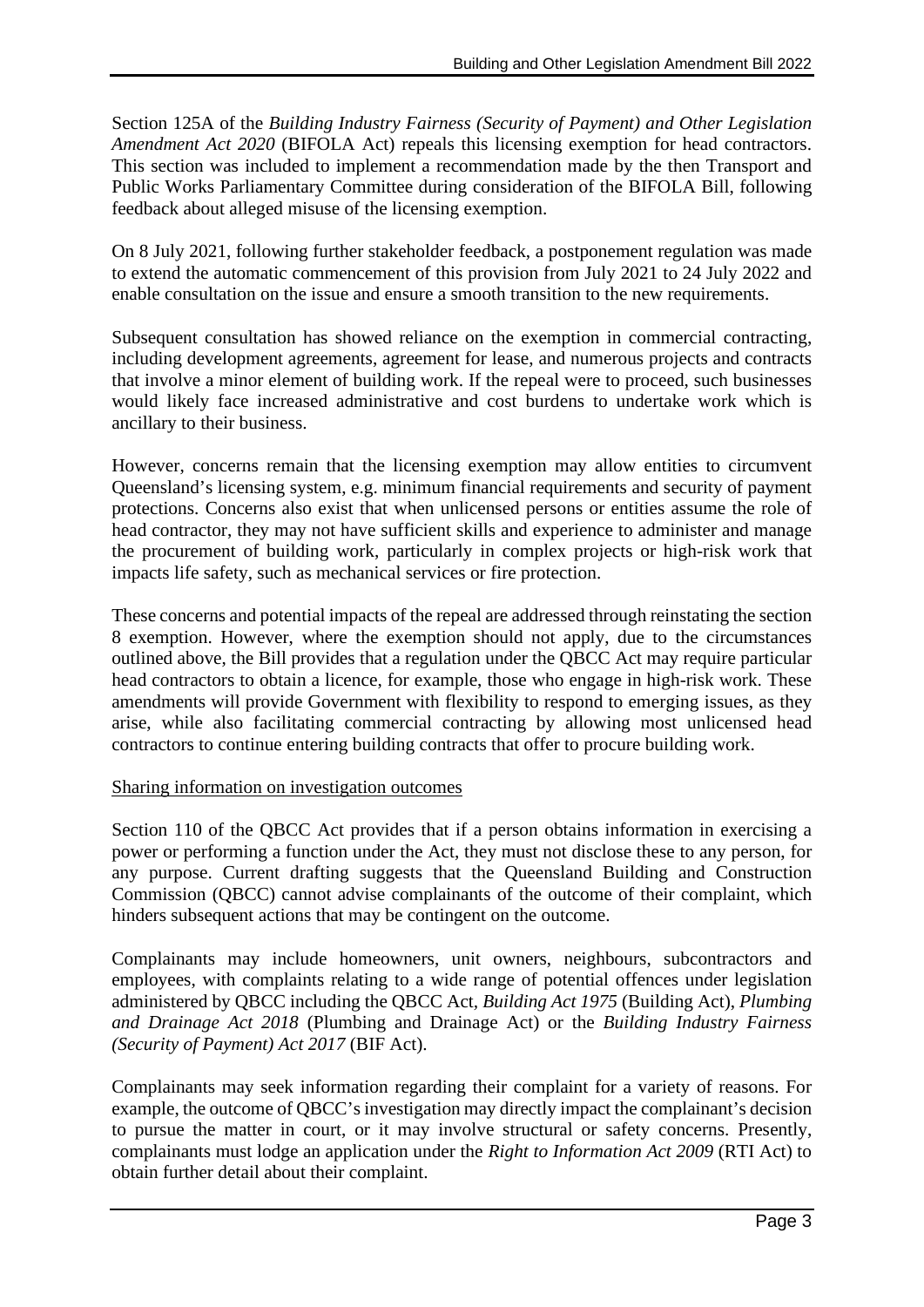Section 125A of the *Building Industry Fairness (Security of Payment) and Other Legislation Amendment Act 2020* (BIFOLA Act) repeals this licensing exemption for head contractors. This section was included to implement a recommendation made by the then Transport and Public Works Parliamentary Committee during consideration of the BIFOLA Bill, following feedback about alleged misuse of the licensing exemption.

On 8 July 2021, following further stakeholder feedback, a postponement regulation was made to extend the automatic commencement of this provision from July 2021 to 24 July 2022 and enable consultation on the issue and ensure a smooth transition to the new requirements.

Subsequent consultation has showed reliance on the exemption in commercial contracting, including development agreements, agreement for lease, and numerous projects and contracts that involve a minor element of building work. If the repeal were to proceed, such businesses would likely face increased administrative and cost burdens to undertake work which is ancillary to their business.

However, concerns remain that the licensing exemption may allow entities to circumvent Queensland's licensing system, e.g. minimum financial requirements and security of payment protections. Concerns also exist that when unlicensed persons or entities assume the role of head contractor, they may not have sufficient skills and experience to administer and manage the procurement of building work, particularly in complex projects or high-risk work that impacts life safety, such as mechanical services or fire protection.

These concerns and potential impacts of the repeal are addressed through reinstating the section 8 exemption. However, where the exemption should not apply, due to the circumstances outlined above, the Bill provides that a regulation under the QBCC Act may require particular head contractors to obtain a licence, for example, those who engage in high-risk work. These amendments will provide Government with flexibility to respond to emerging issues, as they arise, while also facilitating commercial contracting by allowing most unlicensed head contractors to continue entering building contracts that offer to procure building work.

Sharing information on investigation outcomes

Section 110 of the QBCC Act provides that if a person obtains information in exercising a power or performing a function under the Act, they must not disclose these to any person, for any purpose. Current drafting suggests that the Queensland Building and Construction Commission (QBCC) cannot advise complainants of the outcome of their complaint, which hinders subsequent actions that may be contingent on the outcome.

Complainants may include homeowners, unit owners, neighbours, subcontractors and employees, with complaints relating to a wide range of potential offences under legislation administered by QBCC including the QBCC Act, *Building Act 1975* (Building Act), *Plumbing and Drainage Act 2018* (Plumbing and Drainage Act) or the *Building Industry Fairness (Security of Payment) Act 2017* (BIF Act).

Complainants may seek information regarding their complaint for a variety of reasons. For example, the outcome of QBCC's investigation may directly impact the complainant's decision to pursue the matter in court, or it may involve structural or safety concerns. Presently, complainants must lodge an application under the *Right to Information Act 2009* (RTI Act) to obtain further detail about their complaint.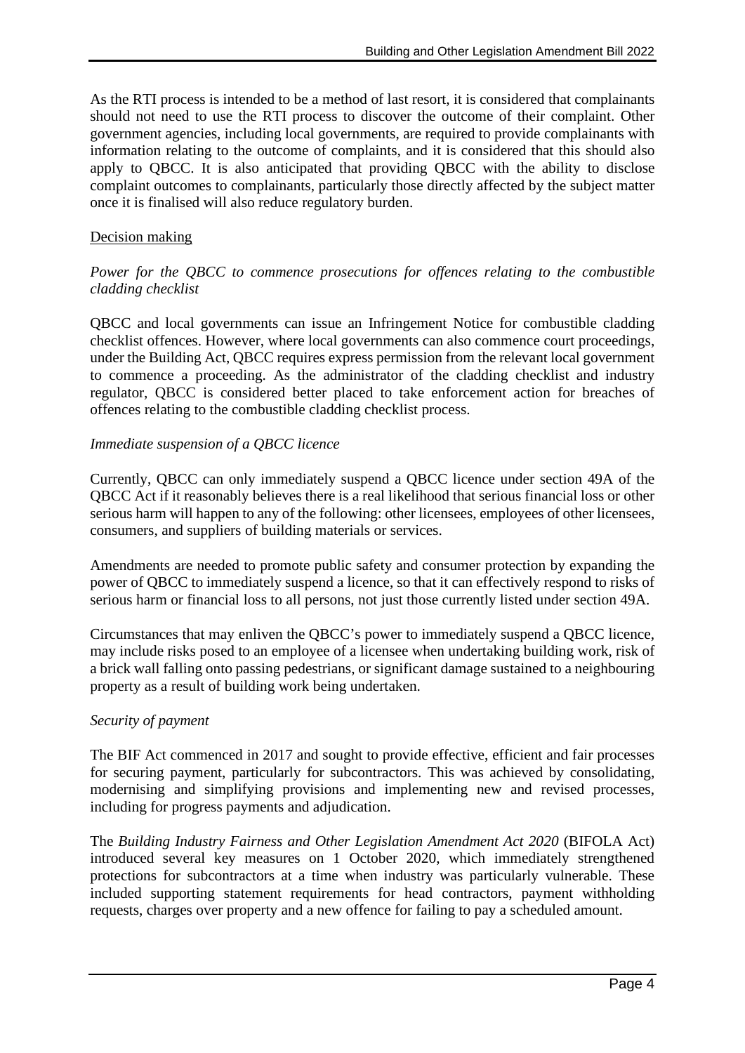As the RTI process is intended to be a method of last resort, it is considered that complainants should not need to use the RTI process to discover the outcome of their complaint. Other government agencies, including local governments, are required to provide complainants with information relating to the outcome of complaints, and it is considered that this should also apply to QBCC. It is also anticipated that providing QBCC with the ability to disclose complaint outcomes to complainants, particularly those directly affected by the subject matter once it is finalised will also reduce regulatory burden.

<u>Decision making</u>

*Power for the QBCC to commence prosecutions for offences relating to the combustible cladding checklist*

QBCC and local governments can issue an Infringement Notice for combustible cladding checklist offences. However, where local governments can also commence court proceedings, under the Building Act, QBCC requires express permission from the relevant local government to commence a proceeding. As the administrator of the cladding checklist and industry regulator, QBCC is considered better placed to take enforcement action for breaches of offences relating to the combustible cladding checklist process.

*Immediate suspension of a QBCC licence*

Currently, QBCC can only immediately suspend a QBCC licence under section 49A of the QBCC Act if it reasonably believes there is a real likelihood that serious financial loss or other serious harm will happen to any of the following: other licensees, employees of other licensees, consumers, and suppliers of building materials or services.

Amendments are needed to promote public safety and consumer protection by expanding the power of QBCC to immediately suspend a licence, so that it can effectively respond to risks of serious harm or financial loss to all persons, not just those currently listed under section 49A.

Circumstances that may enliven the QBCC's power to immediately suspend a QBCC licence, may include risks posed to an employee of a licensee when undertaking building work, risk of a brick wall falling onto passing pedestrians, or significant damage sustained to a neighbouring property as a result of building work being undertaken.

*Security of payment*

The BIF Act commenced in 2017 and sought to provide effective, efficient and fair processes for securing payment, particularly for subcontractors. This was achieved by consolidating, modernising and simplifying provisions and implementing new and revised processes, including for progress payments and adjudication.

The *Building Industry Fairness and Other Legislation Amendment Act 2020* (BIFOLA Act) introduced several key measures on 1 October 2020, which immediately strengthened protections for subcontractors at a time when industry was particularly vulnerable. These included supporting statement requirements for head contractors, payment withholding requests, charges over property and a new offence for failing to pay a scheduled amount.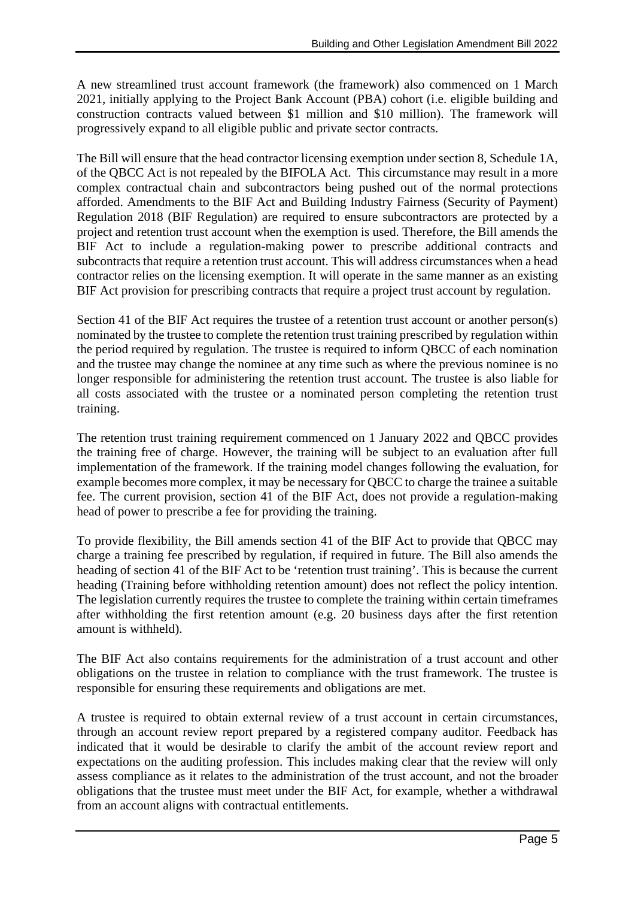A new streamlined trust account framework (the framework) also commenced on 1 March 2021, initially applying to the Project Bank Account (PBA) cohort (i.e. eligible building and construction contracts valued between $1 million and $10 million). The framework will progressively expand to all eligible public and private sector contracts.

The Bill will ensure that the head contractor licensing exemption under section 8, Schedule 1A, of the QBCC Act is not repealed by the BIFOLA Act. This circumstance may result in a more complex contractual chain and subcontractors being pushed out of the normal protections afforded. Amendments to the BIF Act and Building Industry Fairness (Security of Payment) Regulation 2018 (BIF Regulation) are required to ensure subcontractors are protected by a project and retention trust account when the exemption is used. Therefore, the Bill amends the BIF Act to include a regulation-making power to prescribe additional contracts and subcontracts that require a retention trust account. This will address circumstances when a head contractor relies on the licensing exemption. It will operate in the same manner as an existing BIF Act provision for prescribing contracts that require a project trust account by regulation.

Section 41 of the BIF Act requires the trustee of a retention trust account or another person(s) nominated by the trustee to complete the retention trust training prescribed by regulation within the period required by regulation. The trustee is required to inform QBCC of each nomination and the trustee may change the nominee at any time such as where the previous nominee is no longer responsible for administering the retention trust account. The trustee is also liable for all costs associated with the trustee or a nominated person completing the retention trust training.

The retention trust training requirement commenced on 1 January 2022 and QBCC provides the training free of charge. However, the training will be subject to an evaluation after full implementation of the framework. If the training model changes following the evaluation, for example becomes more complex, it may be necessary for QBCC to charge the trainee a suitable fee. The current provision, section 41 of the BIF Act, does not provide a regulation-making head of power to prescribe a fee for providing the training.

To provide flexibility, the Bill amends section 41 of the BIF Act to provide that QBCC may charge a training fee prescribed by regulation, if required in future. The Bill also amends the heading of section 41 of the BIF Act to be 'retention trust training'. This is because the current heading (Training before withholding retention amount) does not reflect the policy intention. The legislation currently requires the trustee to complete the training within certain timeframes after withholding the first retention amount (e.g. 20 business days after the first retention amount is withheld).

The BIF Act also contains requirements for the administration of a trust account and other obligations on the trustee in relation to compliance with the trust framework. The trustee is responsible for ensuring these requirements and obligations are met.

A trustee is required to obtain external review of a trust account in certain circumstances, through an account review report prepared by a registered company auditor. Feedback has indicated that it would be desirable to clarify the ambit of the account review report and expectations on the auditing profession. This includes making clear that the review will only assess compliance as it relates to the administration of the trust account, and not the broader obligations that the trustee must meet under the BIF Act, for example, whether a withdrawal from an account aligns with contractual entitlements.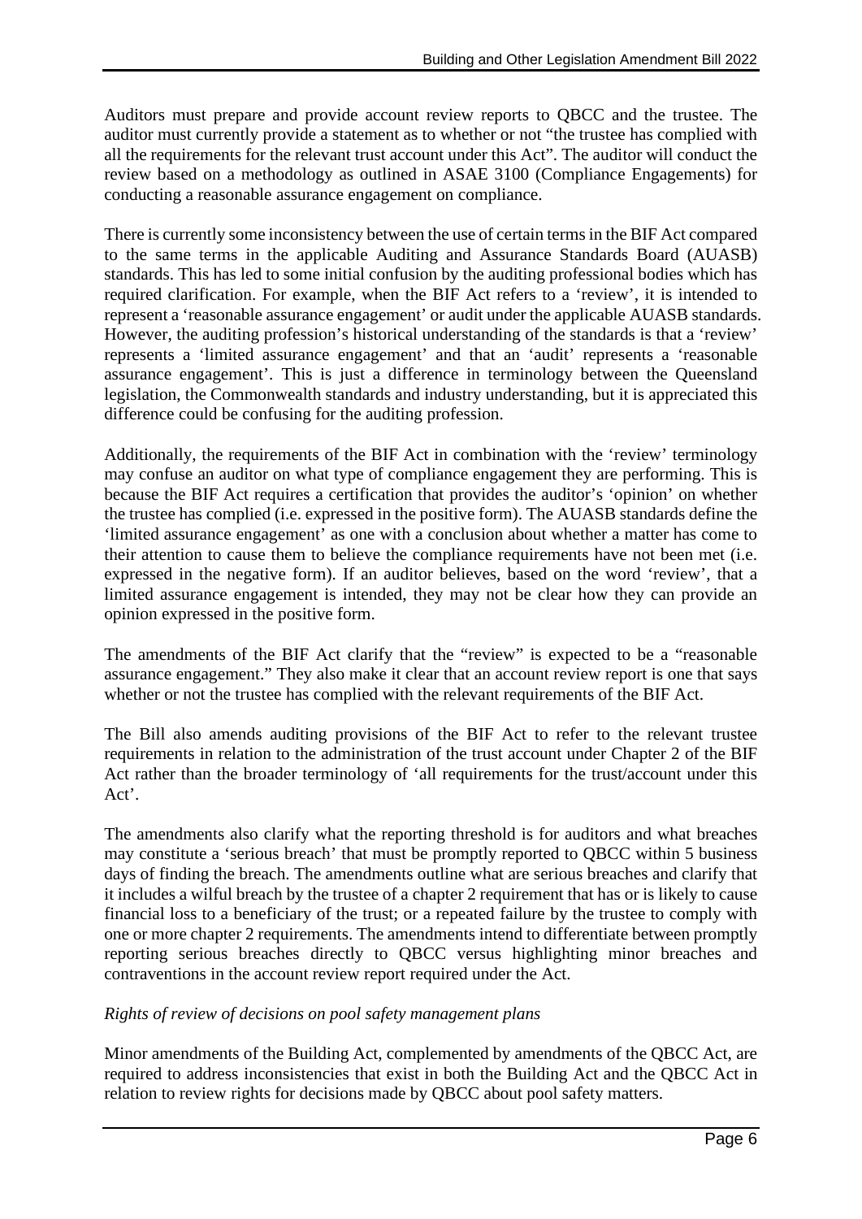Auditors must prepare and provide account review reports to QBCC and the trustee. The auditor must currently provide a statement as to whether or not "the trustee has complied with all the requirements for the relevant trust account under this Act". The auditor will conduct the review based on a methodology as outlined in ASAE 3100 (Compliance Engagements) for conducting a reasonable assurance engagement on compliance.

There is currently some inconsistency between the use of certain terms in the BIF Act compared to the same terms in the applicable Auditing and Assurance Standards Board (AUASB) standards. This has led to some initial confusion by the auditing professional bodies which has required clarification. For example, when the BIF Act refers to a 'review', it is intended to represent a 'reasonable assurance engagement' or audit under the applicable AUASB standards. However, the auditing profession's historical understanding of the standards is that a 'review' represents a 'limited assurance engagement' and that an 'audit' represents a 'reasonable assurance engagement'. This is just a difference in terminology between the Queensland legislation, the Commonwealth standards and industry understanding, but it is appreciated this difference could be confusing for the auditing profession.

Additionally, the requirements of the BIF Act in combination with the 'review' terminology may confuse an auditor on what type of compliance engagement they are performing. This is because the BIF Act requires a certification that provides the auditor's 'opinion' on whether the trustee has complied (i.e. expressed in the positive form). The AUASB standards define the 'limited assurance engagement' as one with a conclusion about whether a matter has come to their attention to cause them to believe the compliance requirements have not been met (i.e. expressed in the negative form). If an auditor believes, based on the word 'review', that a limited assurance engagement is intended, they may not be clear how they can provide an opinion expressed in the positive form.

The amendments of the BIF Act clarify that the "review" is expected to be a "reasonable assurance engagement." They also make it clear that an account review report is one that says whether or not the trustee has complied with the relevant requirements of the BIF Act.

The Bill also amends auditing provisions of the BIF Act to refer to the relevant trustee requirements in relation to the administration of the trust account under Chapter 2 of the BIF Act rather than the broader terminology of 'all requirements for the trust/account under this Act'.

The amendments also clarify what the reporting threshold is for auditors and what breaches may constitute a 'serious breach' that must be promptly reported to QBCC within 5 business days of finding the breach. The amendments outline what are serious breaches and clarify that it includes a wilful breach by the trustee of a chapter 2 requirement that has or is likely to cause financial loss to a beneficiary of the trust; or a repeated failure by the trustee to comply with one or more chapter 2 requirements. The amendments intend to differentiate between promptly reporting serious breaches directly to QBCC versus highlighting minor breaches and contraventions in the account review report required under the Act.

*Rights of review of decisions on pool safety management plans*

Minor amendments of the Building Act, complemented by amendments of the QBCC Act, are required to address inconsistencies that exist in both the Building Act and the QBCC Act in relation to review rights for decisions made by QBCC about pool safety matters.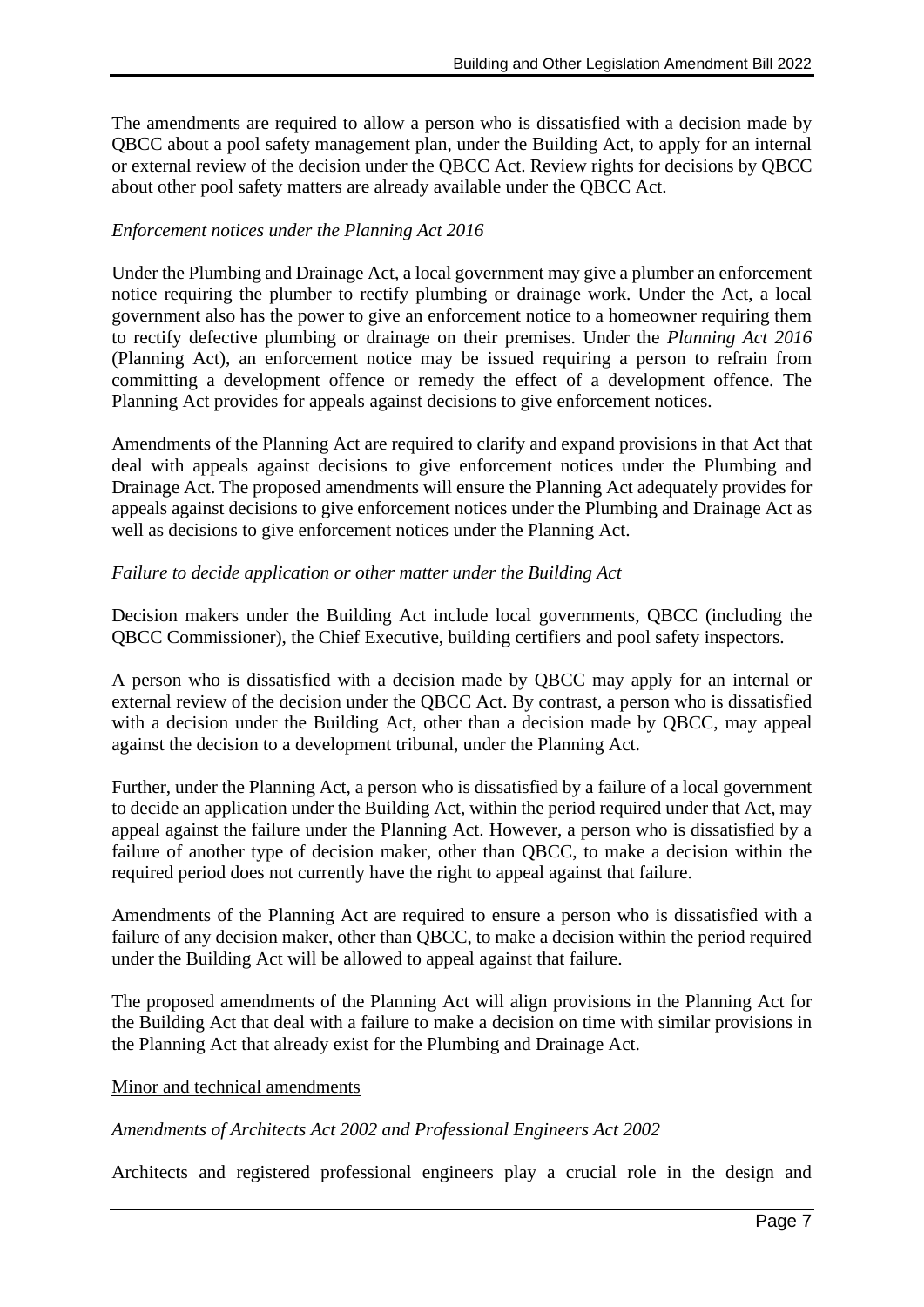The amendments are required to allow a person who is dissatisfied with a decision made by QBCC about a pool safety management plan, under the Building Act, to apply for an internal or external review of the decision under the QBCC Act. Review rights for decisions by QBCC about other pool safety matters are already available under the QBCC Act.

*Enforcement notices under the Planning Act 2016*

Under the Plumbing and Drainage Act, a local government may give a plumber an enforcement notice requiring the plumber to rectify plumbing or drainage work. Under the Act, a local government also has the power to give an enforcement notice to a homeowner requiring them to rectify defective plumbing or drainage on their premises. Under the *Planning Act 2016* (Planning Act), an enforcement notice may be issued requiring a person to refrain from committing a development offence or remedy the effect of a development offence. The Planning Act provides for appeals against decisions to give enforcement notices.

Amendments of the Planning Act are required to clarify and expand provisions in that Act that deal with appeals against decisions to give enforcement notices under the Plumbing and Drainage Act. The proposed amendments will ensure the Planning Act adequately provides for appeals against decisions to give enforcement notices under the Plumbing and Drainage Act as well as decisions to give enforcement notices under the Planning Act.

*Failure to decide application or other matter under the Building Act*

Decision makers under the Building Act include local governments, QBCC (including the QBCC Commissioner), the Chief Executive, building certifiers and pool safety inspectors.

A person who is dissatisfied with a decision made by QBCC may apply for an internal or external review of the decision under the QBCC Act. By contrast, a person who is dissatisfied with a decision under the Building Act, other than a decision made by QBCC, may appeal against the decision to a development tribunal, under the Planning Act.

Further, under the Planning Act, a person who is dissatisfied by a failure of a local government to decide an application under the Building Act, within the period required under that Act, may appeal against the failure under the Planning Act. However, a person who is dissatisfied by a failure of another type of decision maker, other than QBCC, to make a decision within the required period does not currently have the right to appeal against that failure.

Amendments of the Planning Act are required to ensure a person who is dissatisfied with a failure of any decision maker, other than QBCC, to make a decision within the period required under the Building Act will be allowed to appeal against that failure.

The proposed amendments of the Planning Act will align provisions in the Planning Act for the Building Act that deal with a failure to make a decision on time with similar provisions in the Planning Act that already exist for the Plumbing and Drainage Act.

<u>Minor and technical amendments</u>

*Amendments of Architects Act 2002 and Professional Engineers Act 2002*

Architects and registered professional engineers play a crucial role in the design and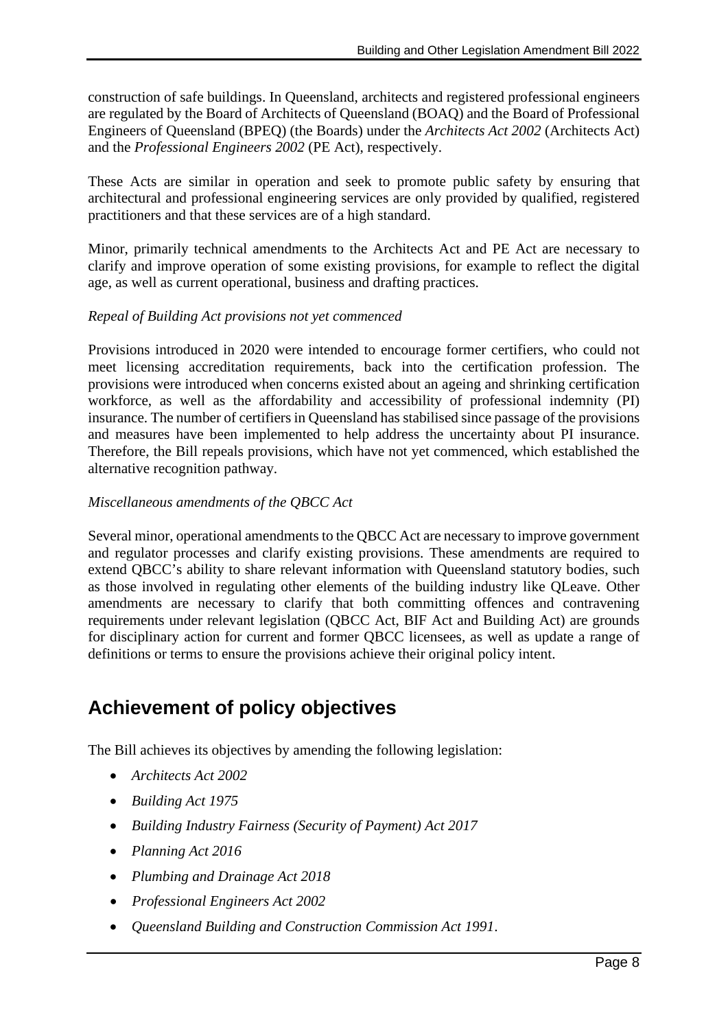construction of safe buildings. In Queensland, architects and registered professional engineers are regulated by the Board of Architects of Queensland (BOAQ) and the Board of Professional Engineers of Queensland (BPEQ) (the Boards) under the *Architects Act 2002* (Architects Act) and the *Professional Engineers 2002* (PE Act), respectively.

These Acts are similar in operation and seek to promote public safety by ensuring that architectural and professional engineering services are only provided by qualified, registered practitioners and that these services are of a high standard.

Minor, primarily technical amendments to the Architects Act and PE Act are necessary to clarify and improve operation of some existing provisions, for example to reflect the digital age, as well as current operational, business and drafting practices.

*Repeal of Building Act provisions not yet commenced*

Provisions introduced in 2020 were intended to encourage former certifiers, who could not meet licensing accreditation requirements, back into the certification profession. The provisions were introduced when concerns existed about an ageing and shrinking certification workforce, as well as the affordability and accessibility of professional indemnity (PI) insurance. The number of certifiers in Queensland has stabilised since passage of the provisions and measures have been implemented to help address the uncertainty about PI insurance. Therefore, the Bill repeals provisions, which have not yet commenced, which established the alternative recognition pathway.

*Miscellaneous amendments of the QBCC Act*

Several minor, operational amendments to the QBCC Act are necessary to improve government and regulator processes and clarify existing provisions. These amendments are required to extend QBCC's ability to share relevant information with Queensland statutory bodies, such as those involved in regulating other elements of the building industry like QLeave. Other amendments are necessary to clarify that both committing offences and contravening requirements under relevant legislation (QBCC Act, BIF Act and Building Act) are grounds for disciplinary action for current and former QBCC licensees, as well as update a range of definitions or terms to ensure the provisions achieve their original policy intent.

## Achievement of policy objectives

The Bill achieves its objectives by amending the following legislation:

- *Architects Act 2002*
- *Building Act 1975*
- *Building Industry Fairness (Security of Payment) Act 2017*
- *Planning Act 2016*
- *Plumbing and Drainage Act 2018*
- *Professional Engineers Act 2002*
- *Queensland Building and Construction Commission Act 1991*.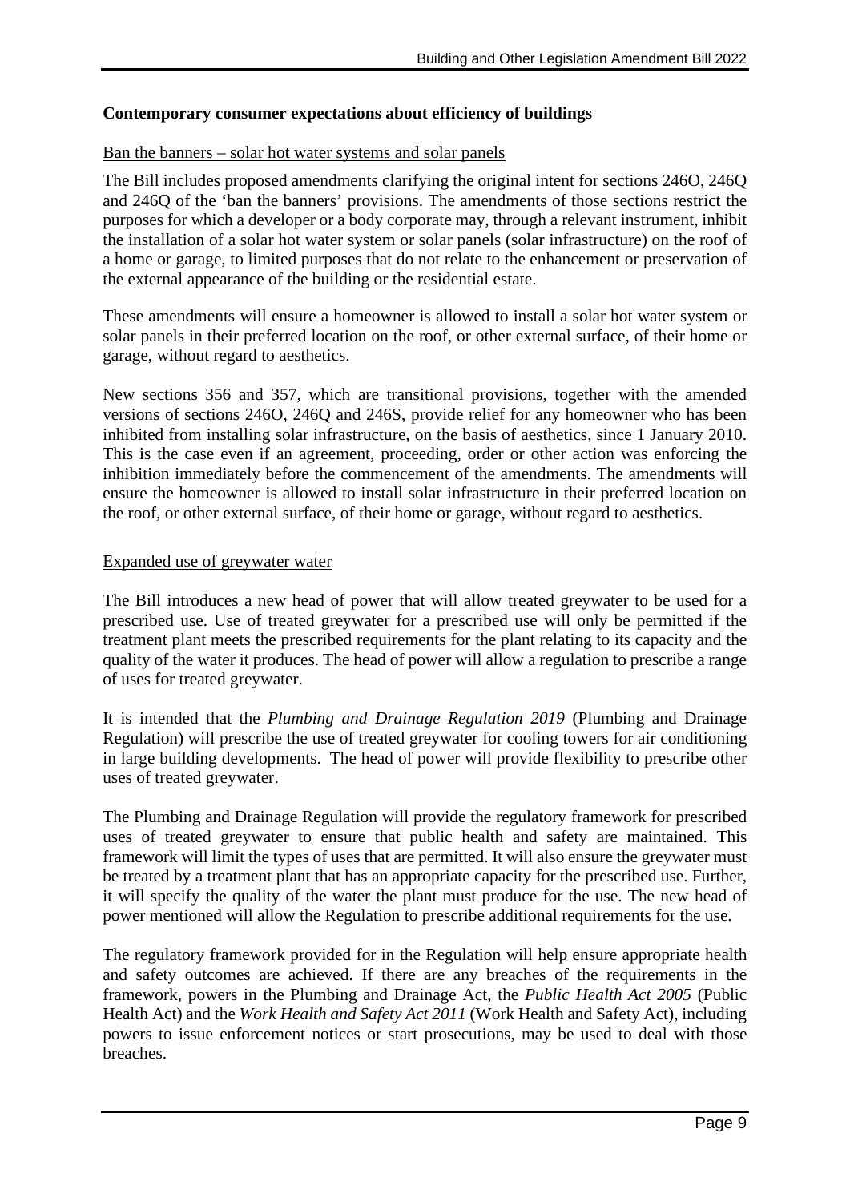**Contemporary consumer expectations about efficiency of buildings**

Ban the banners – solar hot water systems and solar panels

The Bill includes proposed amendments clarifying the original intent for sections 246O, 246Q and 246Q of the 'ban the banners' provisions. The amendments of those sections restrict the purposes for which a developer or a body corporate may, through a relevant instrument, inhibit the installation of a solar hot water system or solar panels (solar infrastructure) on the roof of a home or garage, to limited purposes that do not relate to the enhancement or preservation of the external appearance of the building or the residential estate.

These amendments will ensure a homeowner is allowed to install a solar hot water system or solar panels in their preferred location on the roof, or other external surface, of their home or garage, without regard to aesthetics.

New sections 356 and 357, which are transitional provisions, together with the amended versions of sections 246O, 246Q and 246S, provide relief for any homeowner who has been inhibited from installing solar infrastructure, on the basis of aesthetics, since 1 January 2010. This is the case even if an agreement, proceeding, order or other action was enforcing the inhibition immediately before the commencement of the amendments. The amendments will ensure the homeowner is allowed to install solar infrastructure in their preferred location on the roof, or other external surface, of their home or garage, without regard to aesthetics.

Expanded use of greywater water

The Bill introduces a new head of power that will allow treated greywater to be used for a prescribed use. Use of treated greywater for a prescribed use will only be permitted if the treatment plant meets the prescribed requirements for the plant relating to its capacity and the quality of the water it produces. The head of power will allow a regulation to prescribe a range of uses for treated greywater.

It is intended that the *Plumbing and Drainage Regulation 2019* (Plumbing and Drainage Regulation) will prescribe the use of treated greywater for cooling towers for air conditioning in large building developments. The head of power will provide flexibility to prescribe other uses of treated greywater.

The Plumbing and Drainage Regulation will provide the regulatory framework for prescribed uses of treated greywater to ensure that public health and safety are maintained. This framework will limit the types of uses that are permitted. It will also ensure the greywater must be treated by a treatment plant that has an appropriate capacity for the prescribed use. Further, it will specify the quality of the water the plant must produce for the use. The new head of power mentioned will allow the Regulation to prescribe additional requirements for the use.

The regulatory framework provided for in the Regulation will help ensure appropriate health and safety outcomes are achieved. If there are any breaches of the requirements in the framework, powers in the Plumbing and Drainage Act, the *Public Health Act 2005* (Public Health Act) and the *Work Health and Safety Act 2011* (Work Health and Safety Act), including powers to issue enforcement notices or start prosecutions, may be used to deal with those breaches.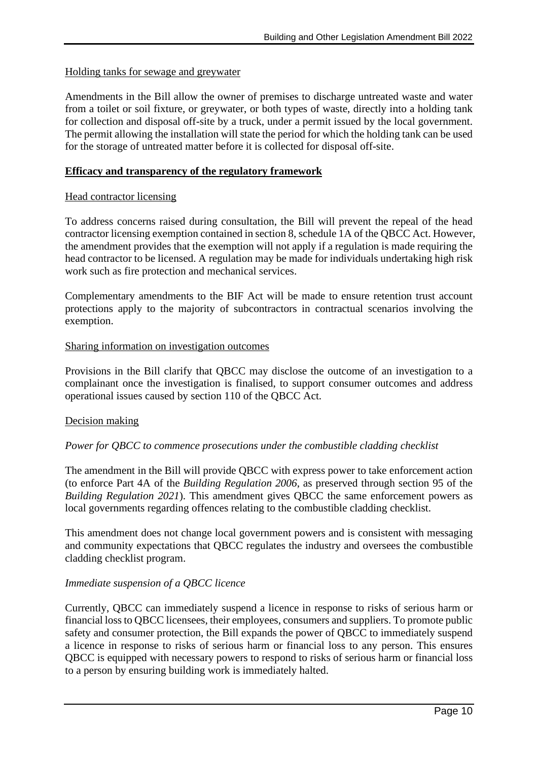Holding tanks for sewage and greywater

Amendments in the Bill allow the owner of premises to discharge untreated waste and water from a toilet or soil fixture, or greywater, or both types of waste, directly into a holding tank for collection and disposal off-site by a truck, under a permit issued by the local government. The permit allowing the installation will state the period for which the holding tank can be used for the storage of untreated matter before it is collected for disposal off-site.

## Efficacy and transparency of the regulatory framework

Head contractor licensing

To address concerns raised during consultation, the Bill will prevent the repeal of the head contractor licensing exemption contained in section 8, schedule 1A of the QBCC Act. However, the amendment provides that the exemption will not apply if a regulation is made requiring the head contractor to be licensed. A regulation may be made for individuals undertaking high risk work such as fire protection and mechanical services.

Complementary amendments to the BIF Act will be made to ensure retention trust account protections apply to the majority of subcontractors in contractual scenarios involving the exemption.

Sharing information on investigation outcomes

Provisions in the Bill clarify that QBCC may disclose the outcome of an investigation to a complainant once the investigation is finalised, to support consumer outcomes and address operational issues caused by section 110 of the QBCC Act.

Decision making

*Power for QBCC to commence prosecutions under the combustible cladding checklist*

The amendment in the Bill will provide QBCC with express power to take enforcement action (to enforce Part 4A of the *Building Regulation 2006*, as preserved through section 95 of the *Building Regulation 2021*). This amendment gives QBCC the same enforcement powers as local governments regarding offences relating to the combustible cladding checklist.

This amendment does not change local government powers and is consistent with messaging and community expectations that QBCC regulates the industry and oversees the combustible cladding checklist program.

*Immediate suspension of a QBCC licence*

Currently, QBCC can immediately suspend a licence in response to risks of serious harm or financial loss to QBCC licensees, their employees, consumers and suppliers. To promote public safety and consumer protection, the Bill expands the power of QBCC to immediately suspend a licence in response to risks of serious harm or financial loss to any person. This ensures QBCC is equipped with necessary powers to respond to risks of serious harm or financial loss to a person by ensuring building work is immediately halted.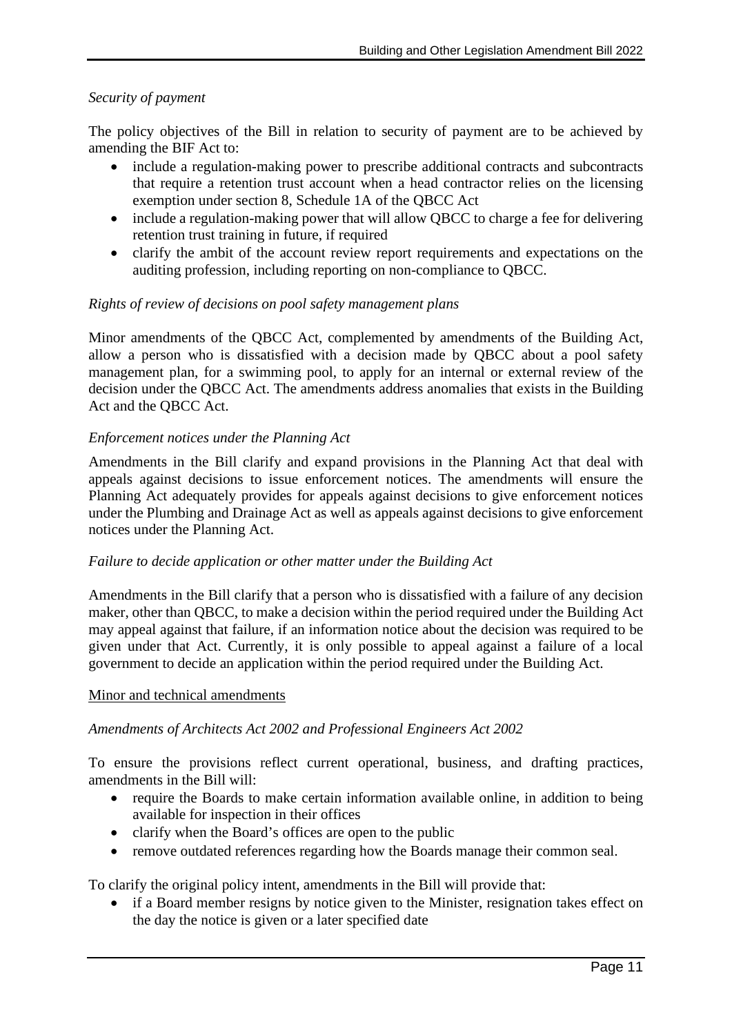*Security of payment*

The policy objectives of the Bill in relation to security of payment are to be achieved by amending the BIF Act to:

- include a regulation-making power to prescribe additional contracts and subcontracts that require a retention trust account when a head contractor relies on the licensing exemption under section 8, Schedule 1A of the QBCC Act
- include a regulation-making power that will allow QBCC to charge a fee for delivering retention trust training in future, if required
- clarify the ambit of the account review report requirements and expectations on the auditing profession, including reporting on non-compliance to QBCC.

*Rights of review of decisions on pool safety management plans*

Minor amendments of the QBCC Act, complemented by amendments of the Building Act, allow a person who is dissatisfied with a decision made by QBCC about a pool safety management plan, for a swimming pool, to apply for an internal or external review of the decision under the QBCC Act. The amendments address anomalies that exists in the Building Act and the QBCC Act.

*Enforcement notices under the Planning Act*

Amendments in the Bill clarify and expand provisions in the Planning Act that deal with appeals against decisions to issue enforcement notices. The amendments will ensure the Planning Act adequately provides for appeals against decisions to give enforcement notices under the Plumbing and Drainage Act as well as appeals against decisions to give enforcement notices under the Planning Act.

*Failure to decide application or other matter under the Building Act*

Amendments in the Bill clarify that a person who is dissatisfied with a failure of any decision maker, other than QBCC, to make a decision within the period required under the Building Act may appeal against that failure, if an information notice about the decision was required to be given under that Act. Currently, it is only possible to appeal against a failure of a local government to decide an application within the period required under the Building Act.

Minor and technical amendments

*Amendments of Architects Act 2002 and Professional Engineers Act 2002*

To ensure the provisions reflect current operational, business, and drafting practices, amendments in the Bill will:

- require the Boards to make certain information available online, in addition to being available for inspection in their offices
- clarify when the Board's offices are open to the public
- remove outdated references regarding how the Boards manage their common seal.

To clarify the original policy intent, amendments in the Bill will provide that:

- if a Board member resigns by notice given to the Minister, resignation takes effect on the day the notice is given or a later specified date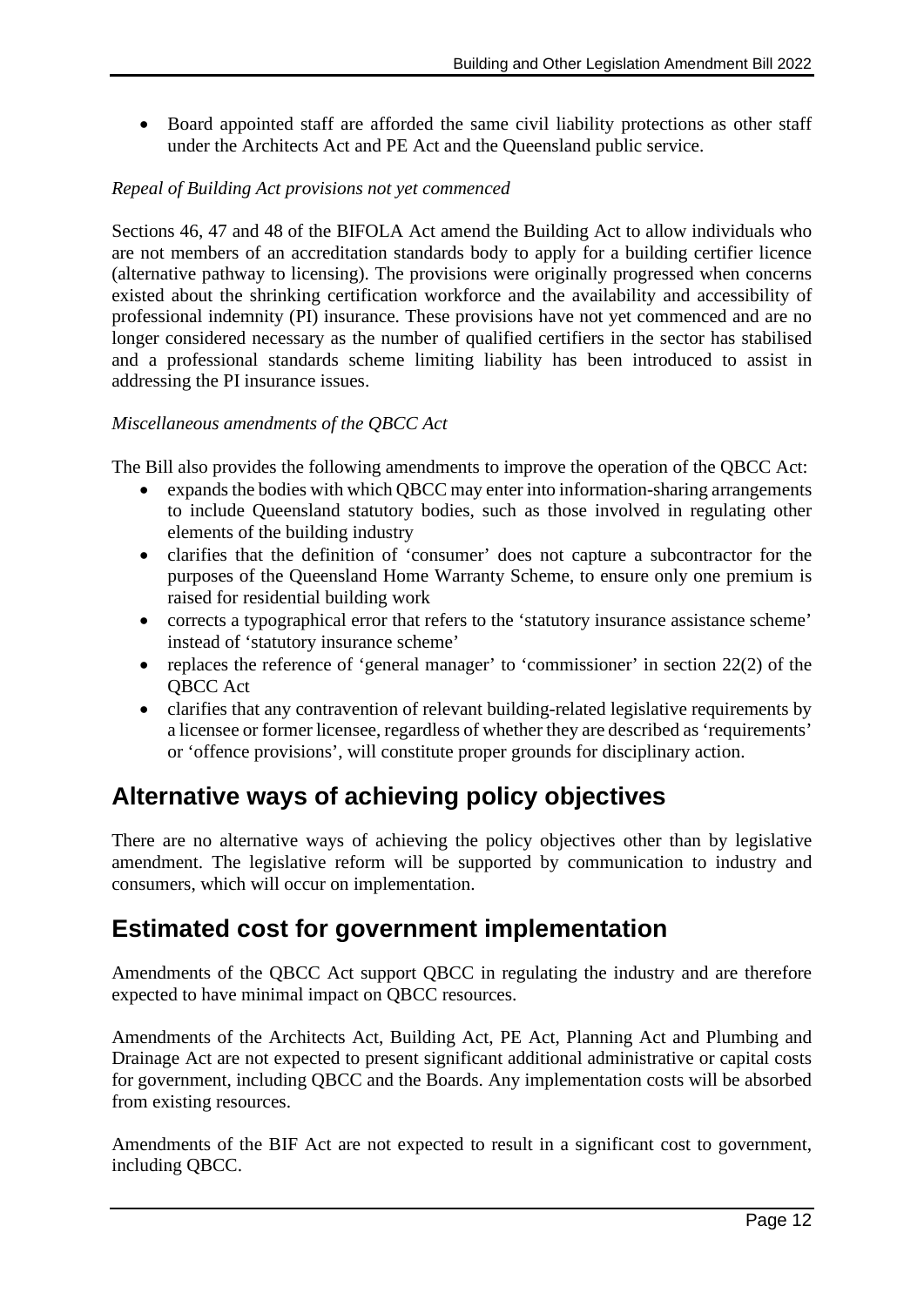- Board appointed staff are afforded the same civil liability protections as other staff under the Architects Act and PE Act and the Queensland public service.

*Repeal of Building Act provisions not yet commenced*

Sections 46, 47 and 48 of the BIFOLA Act amend the Building Act to allow individuals who are not members of an accreditation standards body to apply for a building certifier licence (alternative pathway to licensing). The provisions were originally progressed when concerns existed about the shrinking certification workforce and the availability and accessibility of professional indemnity (PI) insurance. These provisions have not yet commenced and are no longer considered necessary as the number of qualified certifiers in the sector has stabilised and a professional standards scheme limiting liability has been introduced to assist in addressing the PI insurance issues.

*Miscellaneous amendments of the QBCC Act*

The Bill also provides the following amendments to improve the operation of the QBCC Act:

- expands the bodies with which QBCC may enter into information-sharing arrangements to include Queensland statutory bodies, such as those involved in regulating other elements of the building industry
- clarifies that the definition of 'consumer' does not capture a subcontractor for the purposes of the Queensland Home Warranty Scheme, to ensure only one premium is raised for residential building work
- corrects a typographical error that refers to the 'statutory insurance assistance scheme' instead of 'statutory insurance scheme'
- replaces the reference of 'general manager' to 'commissioner' in section 22(2) of the QBCC Act
- clarifies that any contravention of relevant building-related legislative requirements by a licensee or former licensee, regardless of whether they are described as 'requirements' or 'offence provisions', will constitute proper grounds for disciplinary action.

## Alternative ways of achieving policy objectives

There are no alternative ways of achieving the policy objectives other than by legislative amendment. The legislative reform will be supported by communication to industry and consumers, which will occur on implementation.

## Estimated cost for government implementation

Amendments of the QBCC Act support QBCC in regulating the industry and are therefore expected to have minimal impact on QBCC resources.

Amendments of the Architects Act, Building Act, PE Act, Planning Act and Plumbing and Drainage Act are not expected to present significant additional administrative or capital costs for government, including QBCC and the Boards. Any implementation costs will be absorbed from existing resources.

Amendments of the BIF Act are not expected to result in a significant cost to government, including QBCC.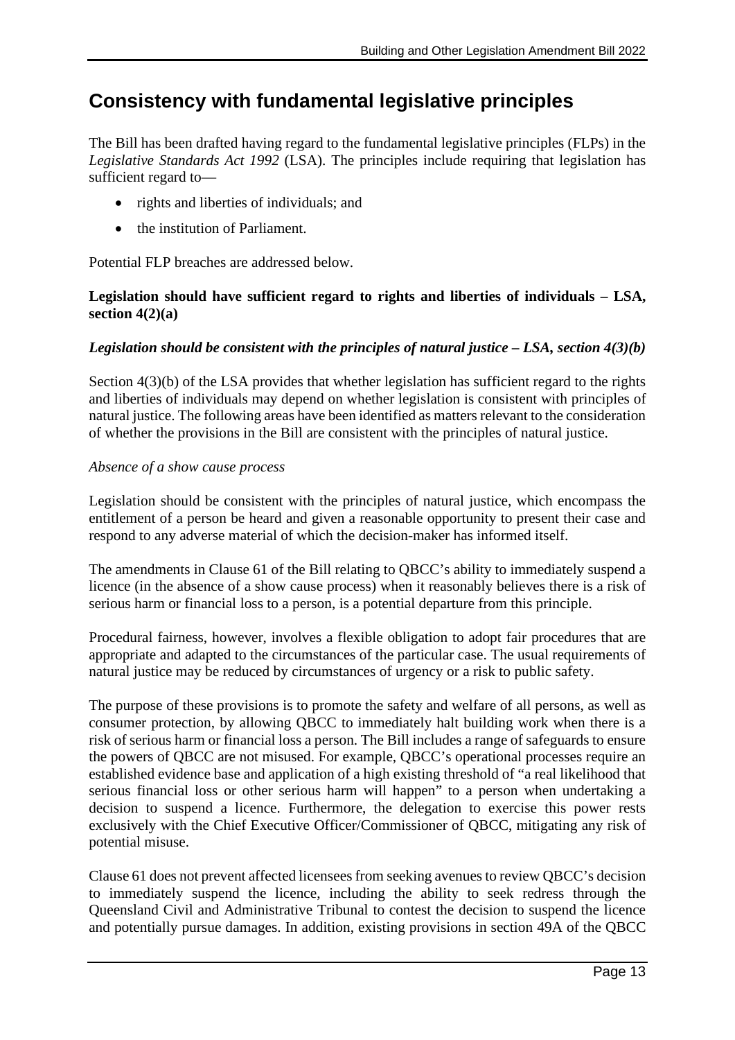# Consistency with fundamental legislative principles

The Bill has been drafted having regard to the fundamental legislative principles (FLPs) in the *Legislative Standards Act 1992* (LSA). The principles include requiring that legislation has sufficient regard to—

- rights and liberties of individuals; and
- the institution of Parliament.

Potential FLP breaches are addressed below.

**Legislation should have sufficient regard to rights and liberties of individuals – LSA, section 4(2)(a)**

***Legislation should be consistent with the principles of natural justice – LSA, section 4(3)(b)***

Section 4(3)(b) of the LSA provides that whether legislation has sufficient regard to the rights and liberties of individuals may depend on whether legislation is consistent with principles of natural justice. The following areas have been identified as matters relevant to the consideration of whether the provisions in the Bill are consistent with the principles of natural justice.

*Absence of a show cause process*

Legislation should be consistent with the principles of natural justice, which encompass the entitlement of a person be heard and given a reasonable opportunity to present their case and respond to any adverse material of which the decision-maker has informed itself.

The amendments in Clause 61 of the Bill relating to QBCC's ability to immediately suspend a licence (in the absence of a show cause process) when it reasonably believes there is a risk of serious harm or financial loss to a person, is a potential departure from this principle.

Procedural fairness, however, involves a flexible obligation to adopt fair procedures that are appropriate and adapted to the circumstances of the particular case. The usual requirements of natural justice may be reduced by circumstances of urgency or a risk to public safety.

The purpose of these provisions is to promote the safety and welfare of all persons, as well as consumer protection, by allowing QBCC to immediately halt building work when there is a risk of serious harm or financial loss a person. The Bill includes a range of safeguards to ensure the powers of QBCC are not misused. For example, QBCC's operational processes require an established evidence base and application of a high existing threshold of "a real likelihood that serious financial loss or other serious harm will happen" to a person when undertaking a decision to suspend a licence. Furthermore, the delegation to exercise this power rests exclusively with the Chief Executive Officer/Commissioner of QBCC, mitigating any risk of potential misuse.

Clause 61 does not prevent affected licensees from seeking avenues to review QBCC's decision to immediately suspend the licence, including the ability to seek redress through the Queensland Civil and Administrative Tribunal to contest the decision to suspend the licence and potentially pursue damages. In addition, existing provisions in section 49A of the QBCC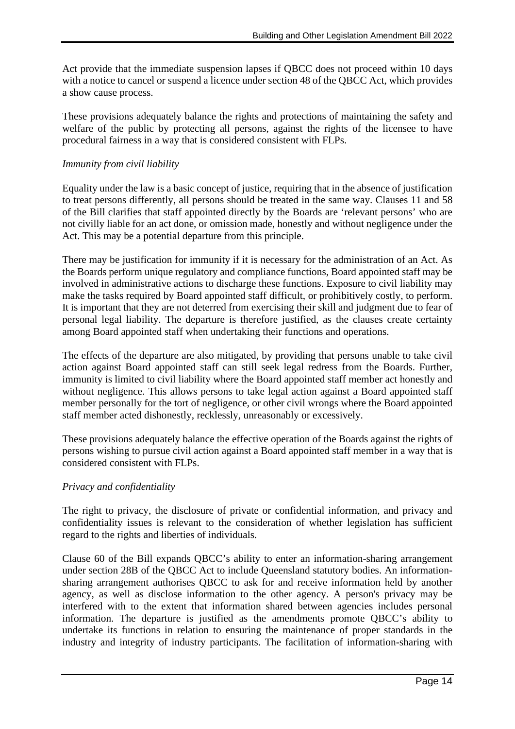Act provide that the immediate suspension lapses if QBCC does not proceed within 10 days with a notice to cancel or suspend a licence under section 48 of the QBCC Act, which provides a show cause process.

These provisions adequately balance the rights and protections of maintaining the safety and welfare of the public by protecting all persons, against the rights of the licensee to have procedural fairness in a way that is considered consistent with FLPs.

*Immunity from civil liability*

Equality under the law is a basic concept of justice, requiring that in the absence of justification to treat persons differently, all persons should be treated in the same way. Clauses 11 and 58 of the Bill clarifies that staff appointed directly by the Boards are 'relevant persons' who are not civilly liable for an act done, or omission made, honestly and without negligence under the Act. This may be a potential departure from this principle.

There may be justification for immunity if it is necessary for the administration of an Act. As the Boards perform unique regulatory and compliance functions, Board appointed staff may be involved in administrative actions to discharge these functions. Exposure to civil liability may make the tasks required by Board appointed staff difficult, or prohibitively costly, to perform. It is important that they are not deterred from exercising their skill and judgment due to fear of personal legal liability. The departure is therefore justified, as the clauses create certainty among Board appointed staff when undertaking their functions and operations.

The effects of the departure are also mitigated, by providing that persons unable to take civil action against Board appointed staff can still seek legal redress from the Boards. Further, immunity is limited to civil liability where the Board appointed staff member act honestly and without negligence. This allows persons to take legal action against a Board appointed staff member personally for the tort of negligence, or other civil wrongs where the Board appointed staff member acted dishonestly, recklessly, unreasonably or excessively.

These provisions adequately balance the effective operation of the Boards against the rights of persons wishing to pursue civil action against a Board appointed staff member in a way that is considered consistent with FLPs.

*Privacy and confidentiality*

The right to privacy, the disclosure of private or confidential information, and privacy and confidentiality issues is relevant to the consideration of whether legislation has sufficient regard to the rights and liberties of individuals.

Clause 60 of the Bill expands QBCC's ability to enter an information-sharing arrangement under section 28B of the QBCC Act to include Queensland statutory bodies. An information-sharing arrangement authorises QBCC to ask for and receive information held by another agency, as well as disclose information to the other agency. A person's privacy may be interfered with to the extent that information shared between agencies includes personal information. The departure is justified as the amendments promote QBCC's ability to undertake its functions in relation to ensuring the maintenance of proper standards in the industry and integrity of industry participants. The facilitation of information-sharing with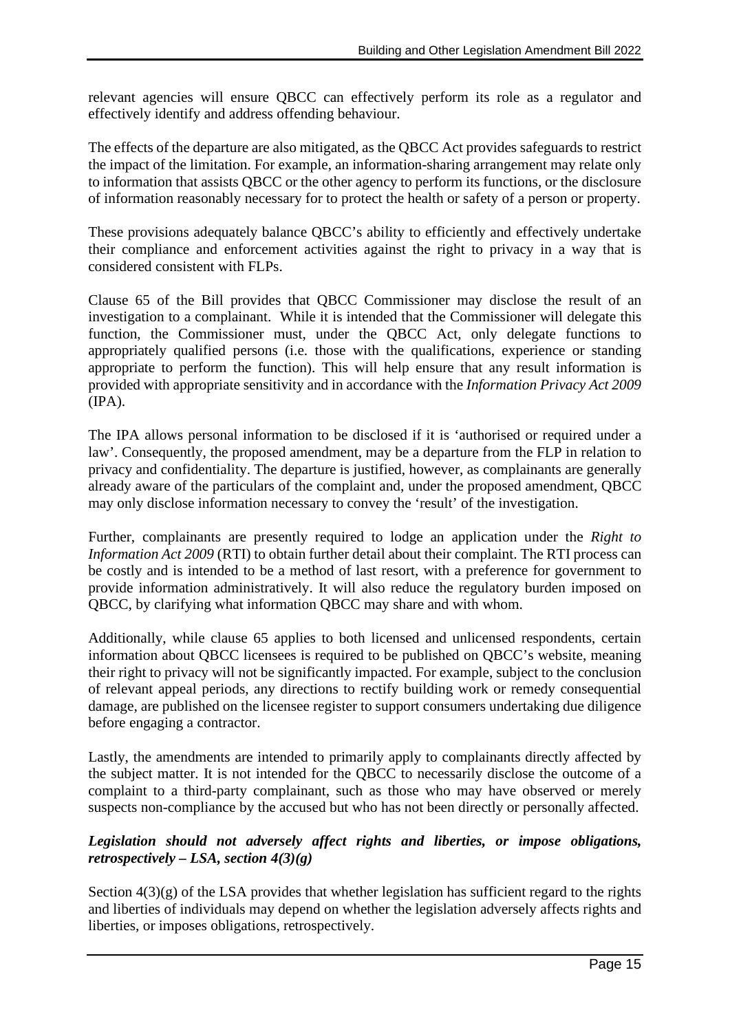relevant agencies will ensure QBCC can effectively perform its role as a regulator and effectively identify and address offending behaviour.

The effects of the departure are also mitigated, as the QBCC Act provides safeguards to restrict the impact of the limitation. For example, an information-sharing arrangement may relate only to information that assists QBCC or the other agency to perform its functions, or the disclosure of information reasonably necessary for to protect the health or safety of a person or property.

These provisions adequately balance QBCC's ability to efficiently and effectively undertake their compliance and enforcement activities against the right to privacy in a way that is considered consistent with FLPs.

Clause 65 of the Bill provides that QBCC Commissioner may disclose the result of an investigation to a complainant. While it is intended that the Commissioner will delegate this function, the Commissioner must, under the QBCC Act, only delegate functions to appropriately qualified persons (i.e. those with the qualifications, experience or standing appropriate to perform the function). This will help ensure that any result information is provided with appropriate sensitivity and in accordance with the *Information Privacy Act 2009* (IPA).

The IPA allows personal information to be disclosed if it is 'authorised or required under a law'. Consequently, the proposed amendment, may be a departure from the FLP in relation to privacy and confidentiality. The departure is justified, however, as complainants are generally already aware of the particulars of the complaint and, under the proposed amendment, QBCC may only disclose information necessary to convey the 'result' of the investigation.

Further, complainants are presently required to lodge an application under the *Right to Information Act 2009* (RTI) to obtain further detail about their complaint. The RTI process can be costly and is intended to be a method of last resort, with a preference for government to provide information administratively. It will also reduce the regulatory burden imposed on QBCC, by clarifying what information QBCC may share and with whom.

Additionally, while clause 65 applies to both licensed and unlicensed respondents, certain information about QBCC licensees is required to be published on QBCC's website, meaning their right to privacy will not be significantly impacted. For example, subject to the conclusion of relevant appeal periods, any directions to rectify building work or remedy consequential damage, are published on the licensee register to support consumers undertaking due diligence before engaging a contractor.

Lastly, the amendments are intended to primarily apply to complainants directly affected by the subject matter. It is not intended for the QBCC to necessarily disclose the outcome of a complaint to a third-party complainant, such as those who may have observed or merely suspects non-compliance by the accused but who has not been directly or personally affected.

#### *Legislation should not adversely affect rights and liberties, or impose obligations, retrospectively – LSA, section 4(3)(g)*

Section 4(3)(g) of the LSA provides that whether legislation has sufficient regard to the rights and liberties of individuals may depend on whether the legislation adversely affects rights and liberties, or imposes obligations, retrospectively.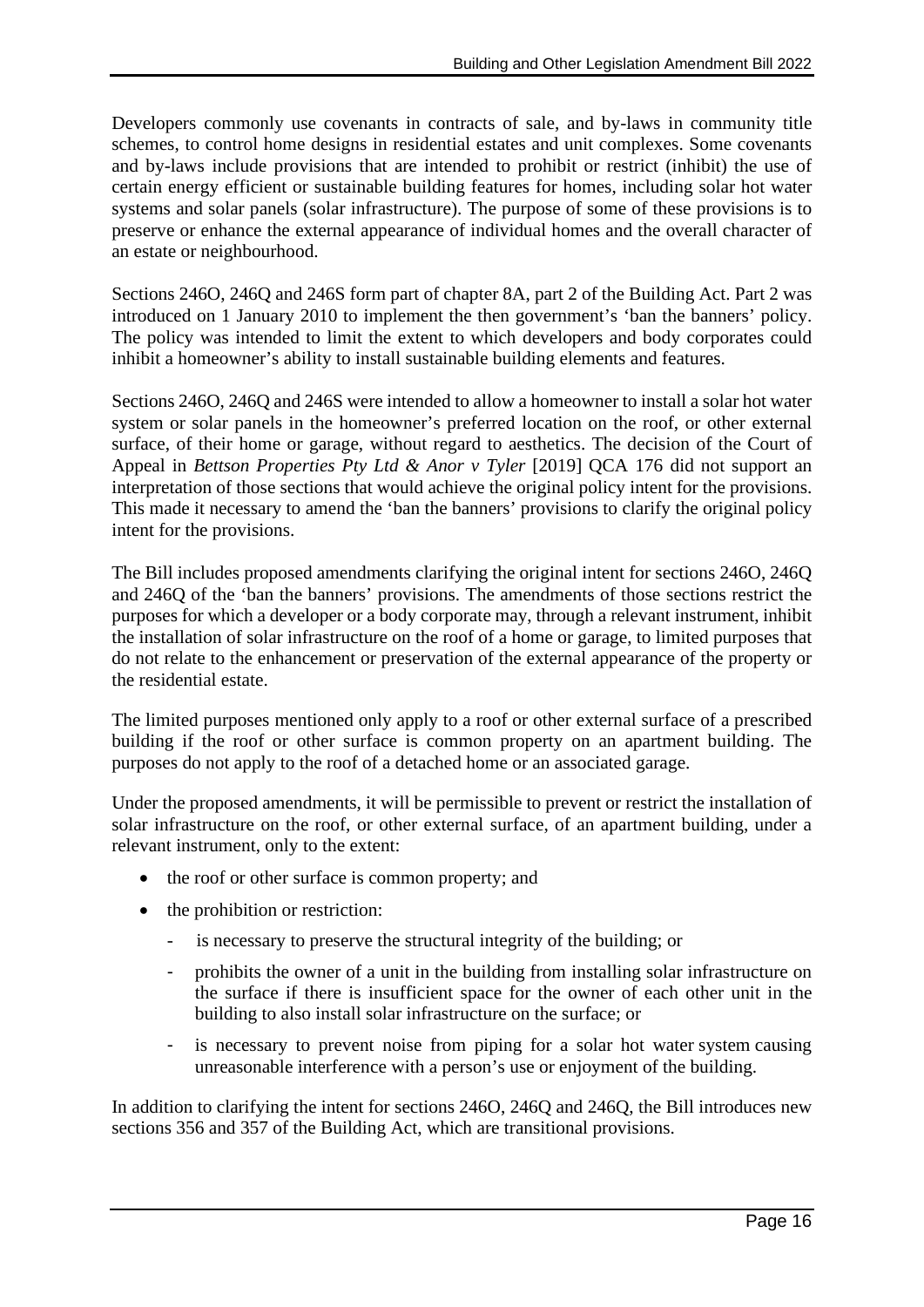Developers commonly use covenants in contracts of sale, and by-laws in community title schemes, to control home designs in residential estates and unit complexes. Some covenants and by-laws include provisions that are intended to prohibit or restrict (inhibit) the use of certain energy efficient or sustainable building features for homes, including solar hot water systems and solar panels (solar infrastructure). The purpose of some of these provisions is to preserve or enhance the external appearance of individual homes and the overall character of an estate or neighbourhood.

Sections 246O, 246Q and 246S form part of chapter 8A, part 2 of the Building Act. Part 2 was introduced on 1 January 2010 to implement the then government's 'ban the banners' policy. The policy was intended to limit the extent to which developers and body corporates could inhibit a homeowner's ability to install sustainable building elements and features.

Sections 246O, 246Q and 246S were intended to allow a homeowner to install a solar hot water system or solar panels in the homeowner's preferred location on the roof, or other external surface, of their home or garage, without regard to aesthetics. The decision of the Court of Appeal in *Bettson Properties Pty Ltd & Anor v Tyler* [2019] QCA 176 did not support an interpretation of those sections that would achieve the original policy intent for the provisions. This made it necessary to amend the 'ban the banners' provisions to clarify the original policy intent for the provisions.

The Bill includes proposed amendments clarifying the original intent for sections 246O, 246Q and 246Q of the 'ban the banners' provisions. The amendments of those sections restrict the purposes for which a developer or a body corporate may, through a relevant instrument, inhibit the installation of solar infrastructure on the roof of a home or garage, to limited purposes that do not relate to the enhancement or preservation of the external appearance of the property or the residential estate.

The limited purposes mentioned only apply to a roof or other external surface of a prescribed building if the roof or other surface is common property on an apartment building. The purposes do not apply to the roof of a detached home or an associated garage.

Under the proposed amendments, it will be permissible to prevent or restrict the installation of solar infrastructure on the roof, or other external surface, of an apartment building, under a relevant instrument, only to the extent:

- the roof or other surface is common property; and
- the prohibition or restriction:
  - is necessary to preserve the structural integrity of the building; or
  - prohibits the owner of a unit in the building from installing solar infrastructure on the surface if there is insufficient space for the owner of each other unit in the building to also install solar infrastructure on the surface; or
  - is necessary to prevent noise from piping for a solar hot water system causing unreasonable interference with a person's use or enjoyment of the building.

In addition to clarifying the intent for sections 246O, 246Q and 246Q, the Bill introduces new sections 356 and 357 of the Building Act, which are transitional provisions.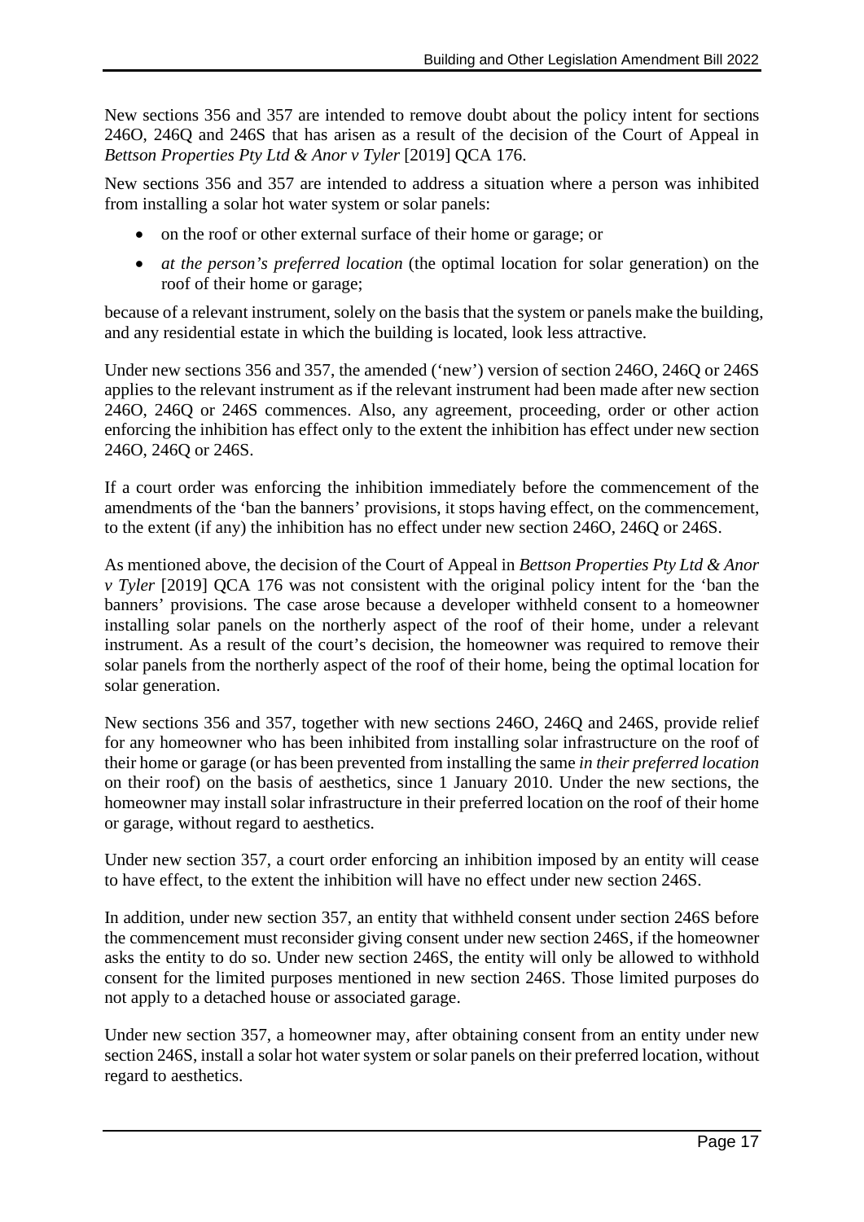New sections 356 and 357 are intended to remove doubt about the policy intent for sections 246O, 246Q and 246S that has arisen as a result of the decision of the Court of Appeal in *Bettson Properties Pty Ltd & Anor v Tyler* [2019] QCA 176.

New sections 356 and 357 are intended to address a situation where a person was inhibited from installing a solar hot water system or solar panels:

- on the roof or other external surface of their home or garage; or
- *at the person's preferred location* (the optimal location for solar generation) on the roof of their home or garage;

because of a relevant instrument, solely on the basis that the system or panels make the building, and any residential estate in which the building is located, look less attractive.

Under new sections 356 and 357, the amended ('new') version of section 246O, 246Q or 246S applies to the relevant instrument as if the relevant instrument had been made after new section 246O, 246Q or 246S commences. Also, any agreement, proceeding, order or other action enforcing the inhibition has effect only to the extent the inhibition has effect under new section 246O, 246Q or 246S.

If a court order was enforcing the inhibition immediately before the commencement of the amendments of the 'ban the banners' provisions, it stops having effect, on the commencement, to the extent (if any) the inhibition has no effect under new section 246O, 246Q or 246S.

As mentioned above, the decision of the Court of Appeal in *Bettson Properties Pty Ltd & Anor v Tyler* [2019] QCA 176 was not consistent with the original policy intent for the 'ban the banners' provisions. The case arose because a developer withheld consent to a homeowner installing solar panels on the northerly aspect of the roof of their home, under a relevant instrument. As a result of the court's decision, the homeowner was required to remove their solar panels from the northerly aspect of the roof of their home, being the optimal location for solar generation.

New sections 356 and 357, together with new sections 246O, 246Q and 246S, provide relief for any homeowner who has been inhibited from installing solar infrastructure on the roof of their home or garage (or has been prevented from installing the same *in their preferred location* on their roof) on the basis of aesthetics, since 1 January 2010. Under the new sections, the homeowner may install solar infrastructure in their preferred location on the roof of their home or garage, without regard to aesthetics.

Under new section 357, a court order enforcing an inhibition imposed by an entity will cease to have effect, to the extent the inhibition will have no effect under new section 246S.

In addition, under new section 357, an entity that withheld consent under section 246S before the commencement must reconsider giving consent under new section 246S, if the homeowner asks the entity to do so. Under new section 246S, the entity will only be allowed to withhold consent for the limited purposes mentioned in new section 246S. Those limited purposes do not apply to a detached house or associated garage.

Under new section 357, a homeowner may, after obtaining consent from an entity under new section 246S, install a solar hot water system or solar panels on their preferred location, without regard to aesthetics.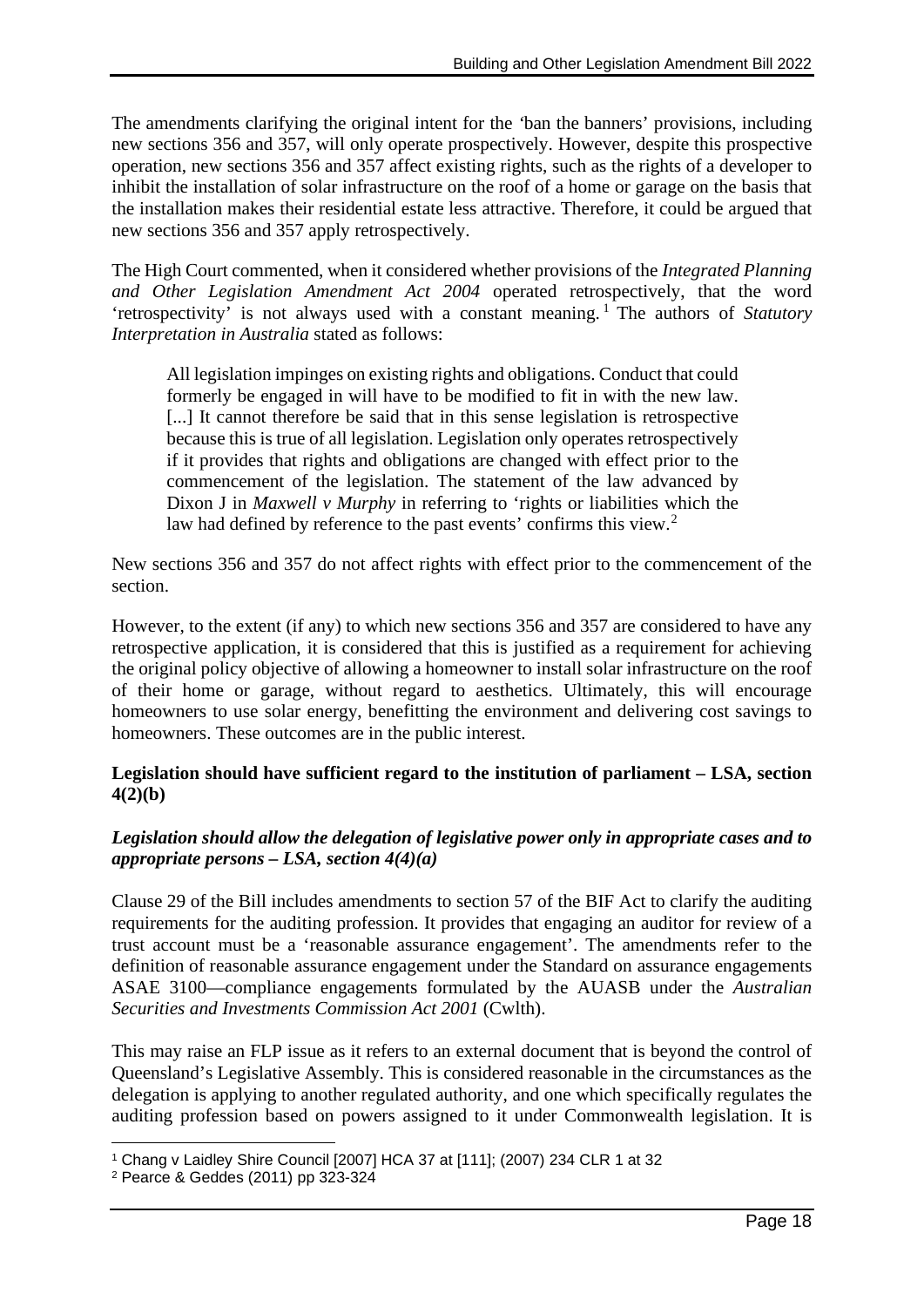The amendments clarifying the original intent for the 'ban the banners' provisions, including new sections 356 and 357, will only operate prospectively. However, despite this prospective operation, new sections 356 and 357 affect existing rights, such as the rights of a developer to inhibit the installation of solar infrastructure on the roof of a home or garage on the basis that the installation makes their residential estate less attractive. Therefore, it could be argued that new sections 356 and 357 apply retrospectively.

The High Court commented, when it considered whether provisions of the *Integrated Planning and Other Legislation Amendment Act 2004* operated retrospectively, that the word 'retrospectivity' is not always used with a constant meaning.[1] The authors of *Statutory Interpretation in Australia* stated as follows:

> All legislation impinges on existing rights and obligations. Conduct that could formerly be engaged in will have to be modified to fit in with the new law. [...] It cannot therefore be said that in this sense legislation is retrospective because this is true of all legislation. Legislation only operates retrospectively if it provides that rights and obligations are changed with effect prior to the commencement of the legislation. The statement of the law advanced by Dixon J in *Maxwell v Murphy* in referring to 'rights or liabilities which the law had defined by reference to the past events' confirms this view.[2]

New sections 356 and 357 do not affect rights with effect prior to the commencement of the section.

However, to the extent (if any) to which new sections 356 and 357 are considered to have any retrospective application, it is considered that this is justified as a requirement for achieving the original policy objective of allowing a homeowner to install solar infrastructure on the roof of their home or garage, without regard to aesthetics. Ultimately, this will encourage homeowners to use solar energy, benefitting the environment and delivering cost savings to homeowners. These outcomes are in the public interest.

**Legislation should have sufficient regard to the institution of parliament – LSA, section 4(2)(b)**

***Legislation should allow the delegation of legislative power only in appropriate cases and to appropriate persons – LSA, section 4(4)(a)***

Clause 29 of the Bill includes amendments to section 57 of the BIF Act to clarify the auditing requirements for the auditing profession. It provides that engaging an auditor for review of a trust account must be a 'reasonable assurance engagement'. The amendments refer to the definition of reasonable assurance engagement under the Standard on assurance engagements ASAE 3100—compliance engagements formulated by the AUASB under the *Australian Securities and Investments Commission Act 2001* (Cwlth).

This may raise an FLP issue as it refers to an external document that is beyond the control of Queensland's Legislative Assembly. This is considered reasonable in the circumstances as the delegation is applying to another regulated authority, and one which specifically regulates the auditing profession based on powers assigned to it under Commonwealth legislation. It is

---

[1] Chang v Laidley Shire Council [2007] HCA 37 at [111]; (2007) 234 CLR 1 at 32

[2] Pearce & Geddes (2011) pp 323-324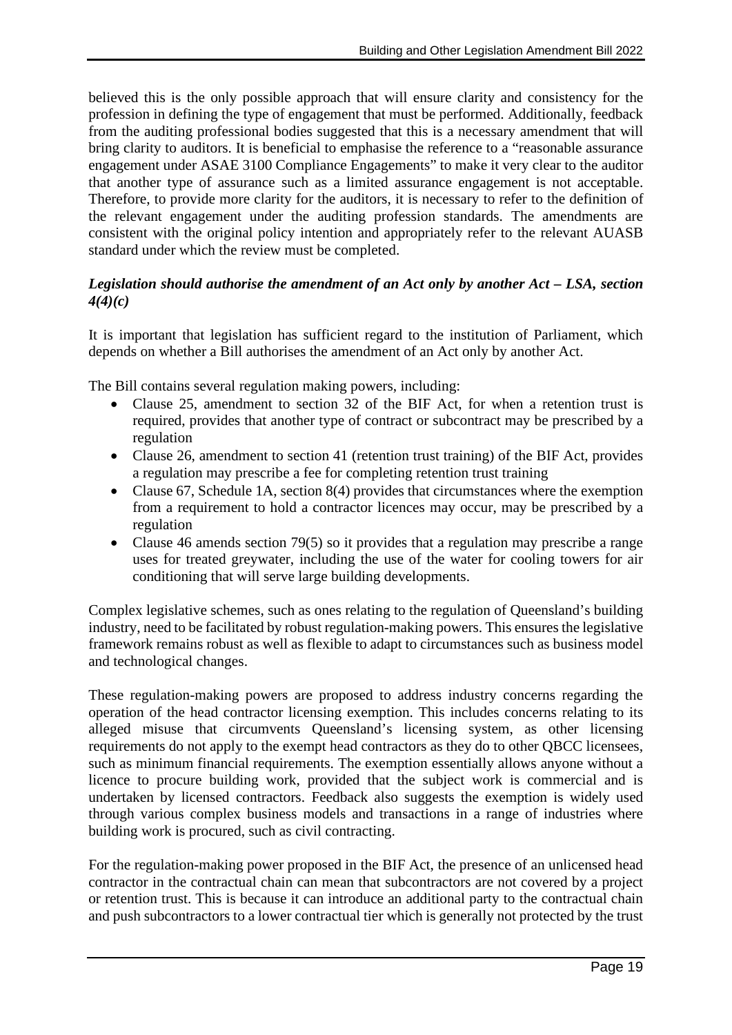believed this is the only possible approach that will ensure clarity and consistency for the profession in defining the type of engagement that must be performed. Additionally, feedback from the auditing professional bodies suggested that this is a necessary amendment that will bring clarity to auditors. It is beneficial to emphasise the reference to a "reasonable assurance engagement under ASAE 3100 Compliance Engagements" to make it very clear to the auditor that another type of assurance such as a limited assurance engagement is not acceptable. Therefore, to provide more clarity for the auditors, it is necessary to refer to the definition of the relevant engagement under the auditing profession standards. The amendments are consistent with the original policy intention and appropriately refer to the relevant AUASB standard under which the review must be completed.

### *Legislation should authorise the amendment of an Act only by another Act – LSA, section 4(4)(c)*

It is important that legislation has sufficient regard to the institution of Parliament, which depends on whether a Bill authorises the amendment of an Act only by another Act.

The Bill contains several regulation making powers, including:

- Clause 25, amendment to section 32 of the BIF Act, for when a retention trust is required, provides that another type of contract or subcontract may be prescribed by a regulation
- Clause 26, amendment to section 41 (retention trust training) of the BIF Act, provides a regulation may prescribe a fee for completing retention trust training
- Clause 67, Schedule 1A, section 8(4) provides that circumstances where the exemption from a requirement to hold a contractor licences may occur, may be prescribed by a regulation
- Clause 46 amends section 79(5) so it provides that a regulation may prescribe a range uses for treated greywater, including the use of the water for cooling towers for air conditioning that will serve large building developments.

Complex legislative schemes, such as ones relating to the regulation of Queensland's building industry, need to be facilitated by robust regulation-making powers. This ensures the legislative framework remains robust as well as flexible to adapt to circumstances such as business model and technological changes.

These regulation-making powers are proposed to address industry concerns regarding the operation of the head contractor licensing exemption. This includes concerns relating to its alleged misuse that circumvents Queensland's licensing system, as other licensing requirements do not apply to the exempt head contractors as they do to other QBCC licensees, such as minimum financial requirements. The exemption essentially allows anyone without a licence to procure building work, provided that the subject work is commercial and is undertaken by licensed contractors. Feedback also suggests the exemption is widely used through various complex business models and transactions in a range of industries where building work is procured, such as civil contracting.

For the regulation-making power proposed in the BIF Act, the presence of an unlicensed head contractor in the contractual chain can mean that subcontractors are not covered by a project or retention trust. This is because it can introduce an additional party to the contractual chain and push subcontractors to a lower contractual tier which is generally not protected by the trust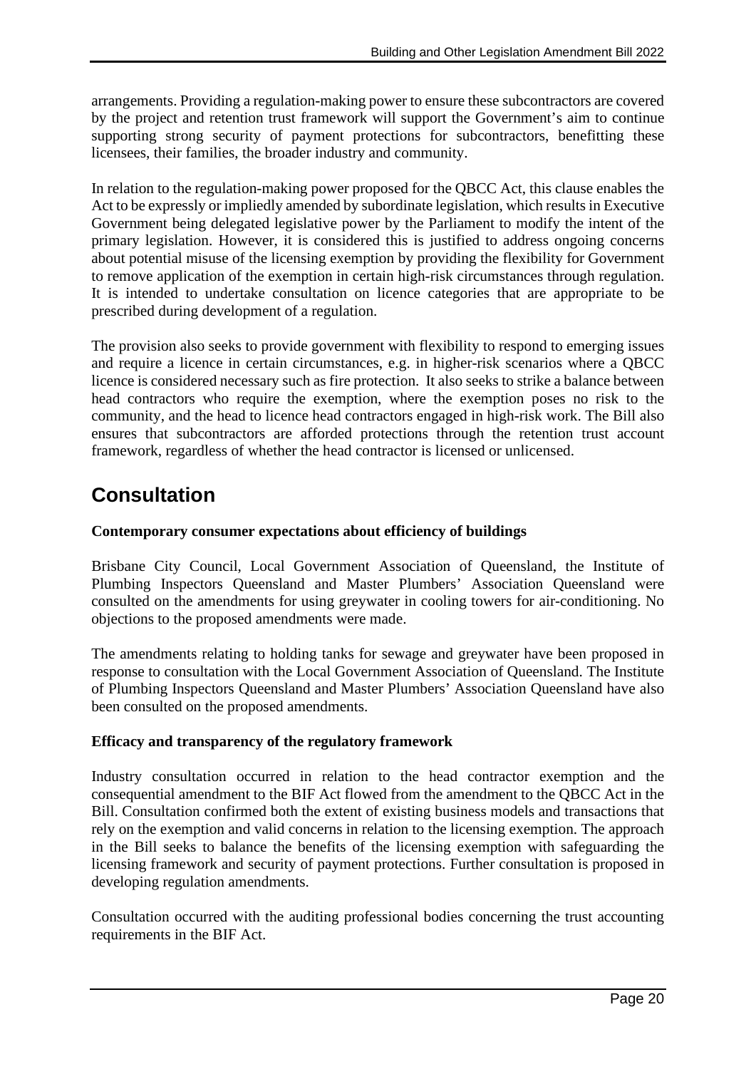arrangements. Providing a regulation-making power to ensure these subcontractors are covered by the project and retention trust framework will support the Government's aim to continue supporting strong security of payment protections for subcontractors, benefitting these licensees, their families, the broader industry and community.

In relation to the regulation-making power proposed for the QBCC Act, this clause enables the Act to be expressly or impliedly amended by subordinate legislation, which results in Executive Government being delegated legislative power by the Parliament to modify the intent of the primary legislation. However, it is considered this is justified to address ongoing concerns about potential misuse of the licensing exemption by providing the flexibility for Government to remove application of the exemption in certain high-risk circumstances through regulation. It is intended to undertake consultation on licence categories that are appropriate to be prescribed during development of a regulation.

The provision also seeks to provide government with flexibility to respond to emerging issues and require a licence in certain circumstances, e.g. in higher-risk scenarios where a QBCC licence is considered necessary such as fire protection. It also seeks to strike a balance between head contractors who require the exemption, where the exemption poses no risk to the community, and the head to licence head contractors engaged in high-risk work. The Bill also ensures that subcontractors are afforded protections through the retention trust account framework, regardless of whether the head contractor is licensed or unlicensed.

## Consultation

**Contemporary consumer expectations about efficiency of buildings**

Brisbane City Council, Local Government Association of Queensland, the Institute of Plumbing Inspectors Queensland and Master Plumbers' Association Queensland were consulted on the amendments for using greywater in cooling towers for air-conditioning. No objections to the proposed amendments were made.

The amendments relating to holding tanks for sewage and greywater have been proposed in response to consultation with the Local Government Association of Queensland. The Institute of Plumbing Inspectors Queensland and Master Plumbers' Association Queensland have also been consulted on the proposed amendments.

**Efficacy and transparency of the regulatory framework**

Industry consultation occurred in relation to the head contractor exemption and the consequential amendment to the BIF Act flowed from the amendment to the QBCC Act in the Bill. Consultation confirmed both the extent of existing business models and transactions that rely on the exemption and valid concerns in relation to the licensing exemption. The approach in the Bill seeks to balance the benefits of the licensing exemption with safeguarding the licensing framework and security of payment protections. Further consultation is proposed in developing regulation amendments.

Consultation occurred with the auditing professional bodies concerning the trust accounting requirements in the BIF Act.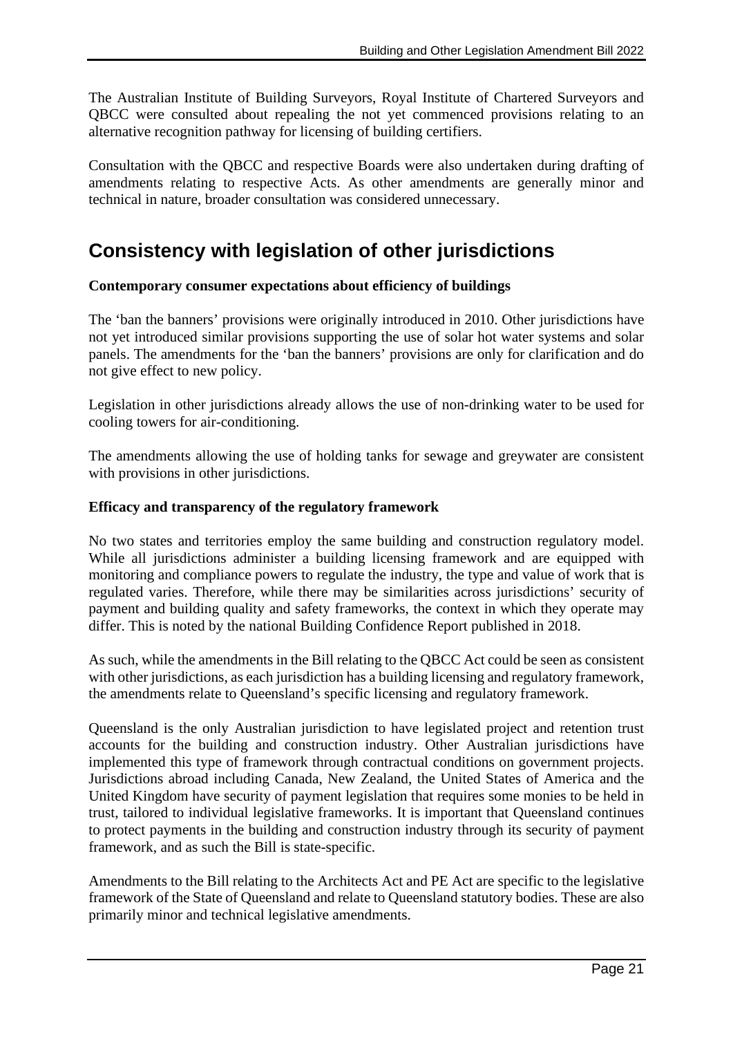The Australian Institute of Building Surveyors, Royal Institute of Chartered Surveyors and QBCC were consulted about repealing the not yet commenced provisions relating to an alternative recognition pathway for licensing of building certifiers.

Consultation with the QBCC and respective Boards were also undertaken during drafting of amendments relating to respective Acts. As other amendments are generally minor and technical in nature, broader consultation was considered unnecessary.

## Consistency with legislation of other jurisdictions

**Contemporary consumer expectations about efficiency of buildings**

The 'ban the banners' provisions were originally introduced in 2010. Other jurisdictions have not yet introduced similar provisions supporting the use of solar hot water systems and solar panels. The amendments for the 'ban the banners' provisions are only for clarification and do not give effect to new policy.

Legislation in other jurisdictions already allows the use of non-drinking water to be used for cooling towers for air-conditioning.

The amendments allowing the use of holding tanks for sewage and greywater are consistent with provisions in other jurisdictions.

**Efficacy and transparency of the regulatory framework**

No two states and territories employ the same building and construction regulatory model. While all jurisdictions administer a building licensing framework and are equipped with monitoring and compliance powers to regulate the industry, the type and value of work that is regulated varies. Therefore, while there may be similarities across jurisdictions' security of payment and building quality and safety frameworks, the context in which they operate may differ. This is noted by the national Building Confidence Report published in 2018.

As such, while the amendments in the Bill relating to the QBCC Act could be seen as consistent with other jurisdictions, as each jurisdiction has a building licensing and regulatory framework, the amendments relate to Queensland's specific licensing and regulatory framework.

Queensland is the only Australian jurisdiction to have legislated project and retention trust accounts for the building and construction industry. Other Australian jurisdictions have implemented this type of framework through contractual conditions on government projects. Jurisdictions abroad including Canada, New Zealand, the United States of America and the United Kingdom have security of payment legislation that requires some monies to be held in trust, tailored to individual legislative frameworks. It is important that Queensland continues to protect payments in the building and construction industry through its security of payment framework, and as such the Bill is state-specific.

Amendments to the Bill relating to the Architects Act and PE Act are specific to the legislative framework of the State of Queensland and relate to Queensland statutory bodies. These are also primarily minor and technical legislative amendments.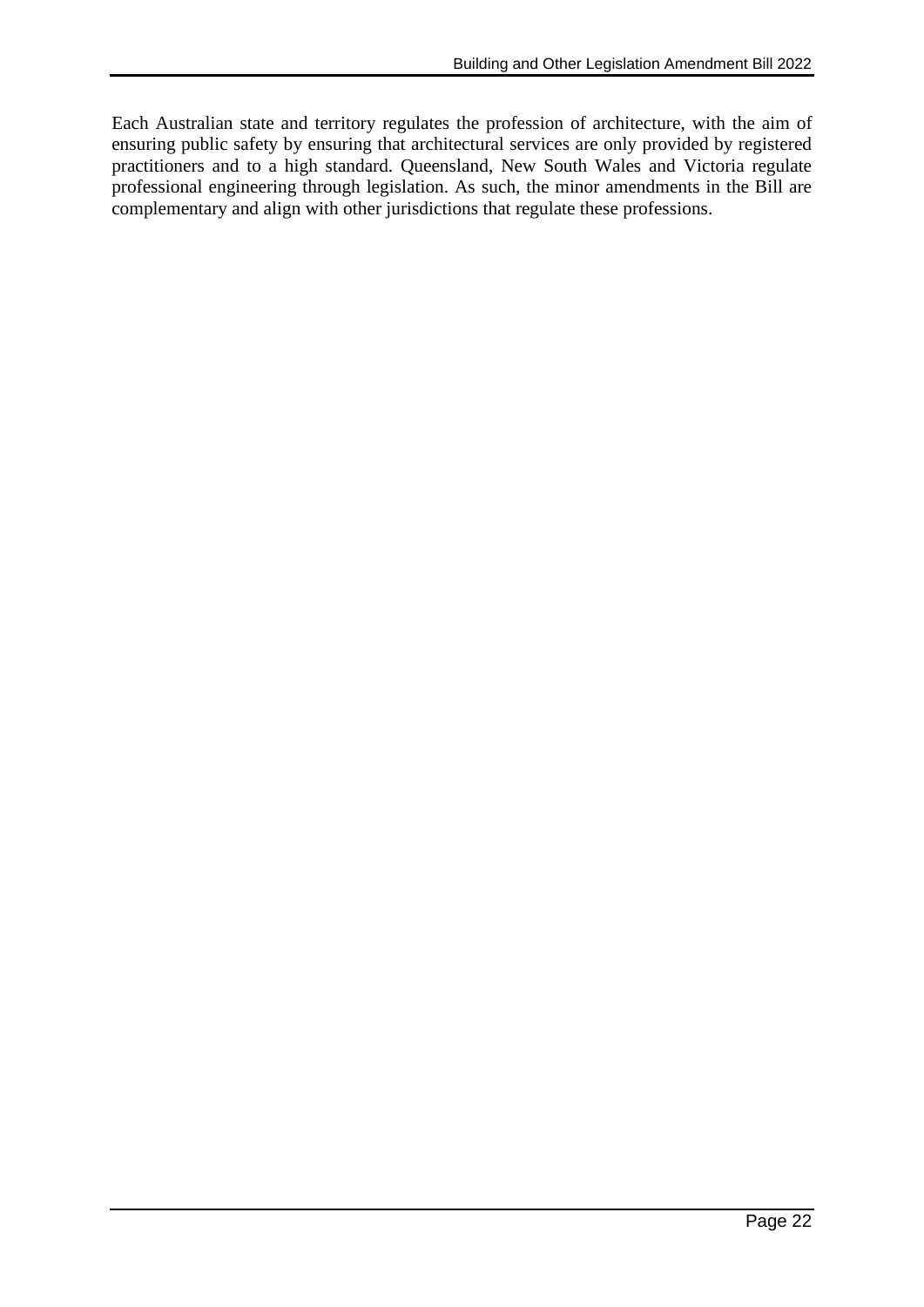Each Australian state and territory regulates the profession of architecture, with the aim of ensuring public safety by ensuring that architectural services are only provided by registered practitioners and to a high standard. Queensland, New South Wales and Victoria regulate professional engineering through legislation. As such, the minor amendments in the Bill are complementary and align with other jurisdictions that regulate these professions.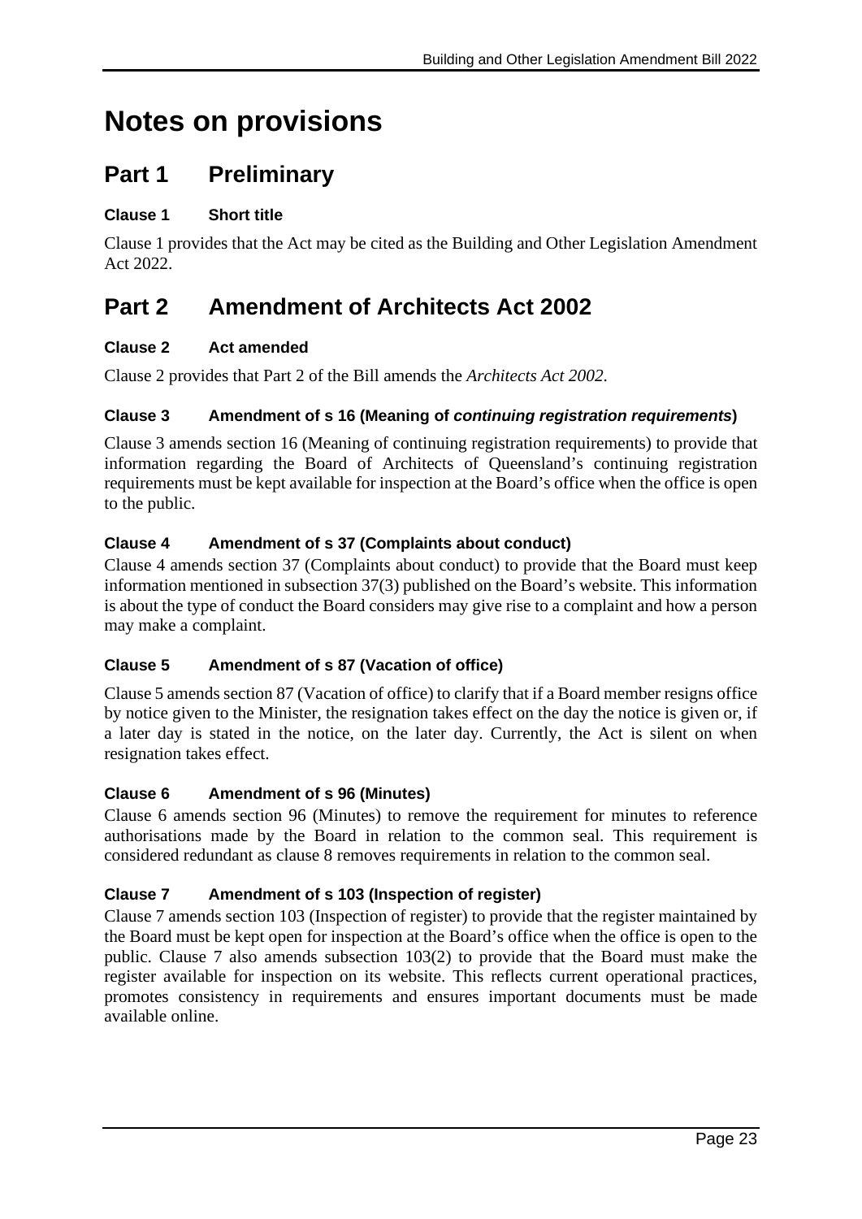# Notes on provisions

## Part 1 Preliminary

### Clause 1 Short title

Clause 1 provides that the Act may be cited as the Building and Other Legislation Amendment Act 2022.

## Part 2 Amendment of Architects Act 2002

### Clause 2 Act amended

Clause 2 provides that Part 2 of the Bill amends the *Architects Act 2002*.

### Clause 3 Amendment of s 16 (Meaning of *continuing registration requirements*)

Clause 3 amends section 16 (Meaning of continuing registration requirements) to provide that information regarding the Board of Architects of Queensland's continuing registration requirements must be kept available for inspection at the Board's office when the office is open to the public.

### Clause 4 Amendment of s 37 (Complaints about conduct)

Clause 4 amends section 37 (Complaints about conduct) to provide that the Board must keep information mentioned in subsection 37(3) published on the Board's website. This information is about the type of conduct the Board considers may give rise to a complaint and how a person may make a complaint.

### Clause 5 Amendment of s 87 (Vacation of office)

Clause 5 amends section 87 (Vacation of office) to clarify that if a Board member resigns office by notice given to the Minister, the resignation takes effect on the day the notice is given or, if a later day is stated in the notice, on the later day. Currently, the Act is silent on when resignation takes effect.

### Clause 6 Amendment of s 96 (Minutes)

Clause 6 amends section 96 (Minutes) to remove the requirement for minutes to reference authorisations made by the Board in relation to the common seal. This requirement is considered redundant as clause 8 removes requirements in relation to the common seal.

### Clause 7 Amendment of s 103 (Inspection of register)

Clause 7 amends section 103 (Inspection of register) to provide that the register maintained by the Board must be kept open for inspection at the Board's office when the office is open to the public. Clause 7 also amends subsection 103(2) to provide that the Board must make the register available for inspection on its website. This reflects current operational practices, promotes consistency in requirements and ensures important documents must be made available online.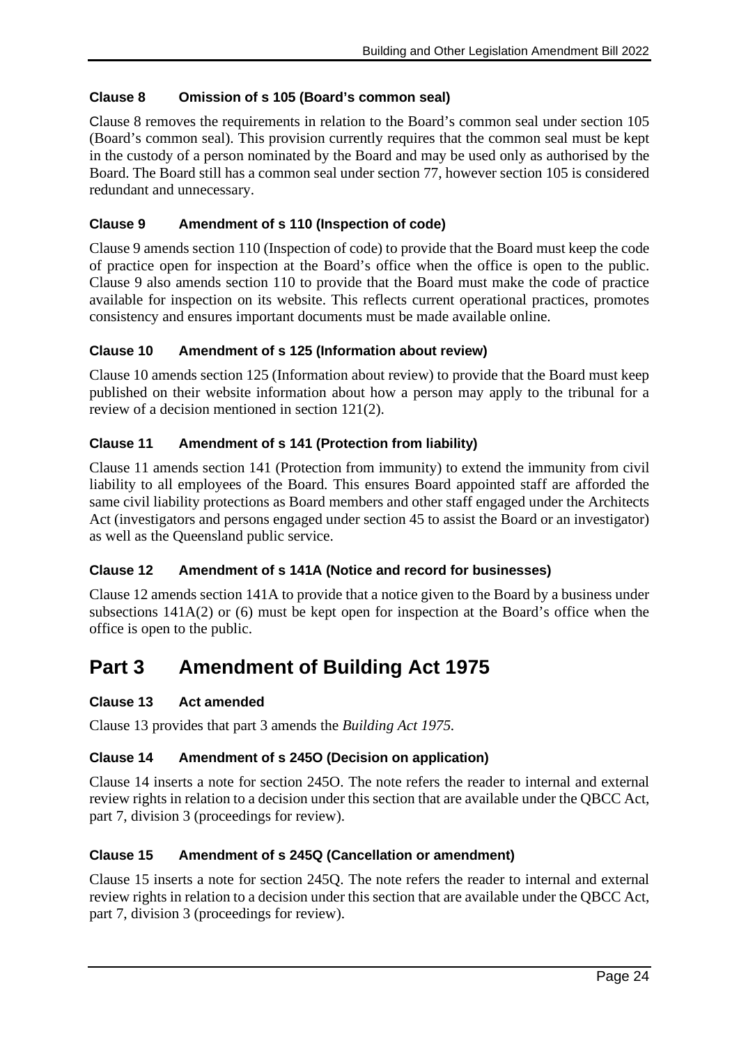#### Clause 8 Omission of s 105 (Board's common seal)

Clause 8 removes the requirements in relation to the Board's common seal under section 105 (Board's common seal). This provision currently requires that the common seal must be kept in the custody of a person nominated by the Board and may be used only as authorised by the Board. The Board still has a common seal under section 77, however section 105 is considered redundant and unnecessary.

#### Clause 9 Amendment of s 110 (Inspection of code)

Clause 9 amends section 110 (Inspection of code) to provide that the Board must keep the code of practice open for inspection at the Board's office when the office is open to the public. Clause 9 also amends section 110 to provide that the Board must make the code of practice available for inspection on its website. This reflects current operational practices, promotes consistency and ensures important documents must be made available online.

#### Clause 10 Amendment of s 125 (Information about review)

Clause 10 amends section 125 (Information about review) to provide that the Board must keep published on their website information about how a person may apply to the tribunal for a review of a decision mentioned in section 121(2).

#### Clause 11 Amendment of s 141 (Protection from liability)

Clause 11 amends section 141 (Protection from immunity) to extend the immunity from civil liability to all employees of the Board. This ensures Board appointed staff are afforded the same civil liability protections as Board members and other staff engaged under the Architects Act (investigators and persons engaged under section 45 to assist the Board or an investigator) as well as the Queensland public service.

#### Clause 12 Amendment of s 141A (Notice and record for businesses)

Clause 12 amends section 141A to provide that a notice given to the Board by a business under subsections 141A(2) or (6) must be kept open for inspection at the Board's office when the office is open to the public.

## Part 3 Amendment of Building Act 1975

#### Clause 13 Act amended

Clause 13 provides that part 3 amends the *Building Act 1975.*

#### Clause 14 Amendment of s 245O (Decision on application)

Clause 14 inserts a note for section 245O. The note refers the reader to internal and external review rights in relation to a decision under this section that are available under the QBCC Act, part 7, division 3 (proceedings for review).

#### Clause 15 Amendment of s 245Q (Cancellation or amendment)

Clause 15 inserts a note for section 245Q. The note refers the reader to internal and external review rights in relation to a decision under this section that are available under the QBCC Act, part 7, division 3 (proceedings for review).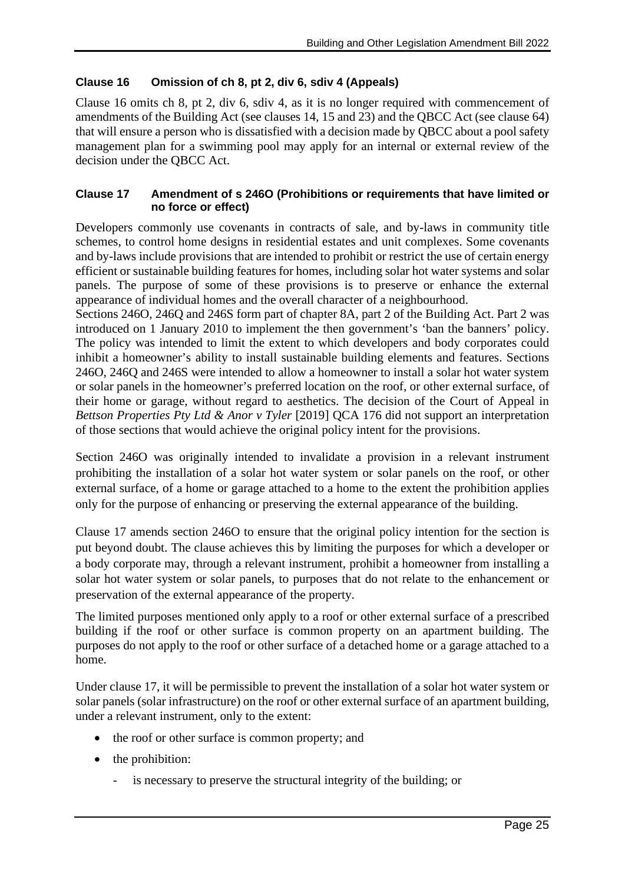### Clause 16 Omission of ch 8, pt 2, div 6, sdiv 4 (Appeals)

Clause 16 omits ch 8, pt 2, div 6, sdiv 4, as it is no longer required with commencement of amendments of the Building Act (see clauses 14, 15 and 23) and the QBCC Act (see clause 64) that will ensure a person who is dissatisfied with a decision made by QBCC about a pool safety management plan for a swimming pool may apply for an internal or external review of the decision under the QBCC Act.

### Clause 17 Amendment of s 246O (Prohibitions or requirements that have limited or no force or effect)

Developers commonly use covenants in contracts of sale, and by-laws in community title schemes, to control home designs in residential estates and unit complexes. Some covenants and by-laws include provisions that are intended to prohibit or restrict the use of certain energy efficient or sustainable building features for homes, including solar hot water systems and solar panels. The purpose of some of these provisions is to preserve or enhance the external appearance of individual homes and the overall character of a neighbourhood.

Sections 246O, 246Q and 246S form part of chapter 8A, part 2 of the Building Act. Part 2 was introduced on 1 January 2010 to implement the then government's 'ban the banners' policy. The policy was intended to limit the extent to which developers and body corporates could inhibit a homeowner's ability to install sustainable building elements and features. Sections 246O, 246Q and 246S were intended to allow a homeowner to install a solar hot water system or solar panels in the homeowner's preferred location on the roof, or other external surface, of their home or garage, without regard to aesthetics. The decision of the Court of Appeal in *Bettson Properties Pty Ltd & Anor v Tyler* [2019] QCA 176 did not support an interpretation of those sections that would achieve the original policy intent for the provisions.

Section 246O was originally intended to invalidate a provision in a relevant instrument prohibiting the installation of a solar hot water system or solar panels on the roof, or other external surface, of a home or garage attached to a home to the extent the prohibition applies only for the purpose of enhancing or preserving the external appearance of the building.

Clause 17 amends section 246O to ensure that the original policy intention for the section is put beyond doubt. The clause achieves this by limiting the purposes for which a developer or a body corporate may, through a relevant instrument, prohibit a homeowner from installing a solar hot water system or solar panels, to purposes that do not relate to the enhancement or preservation of the external appearance of the property.

The limited purposes mentioned only apply to a roof or other external surface of a prescribed building if the roof or other surface is common property on an apartment building. The purposes do not apply to the roof or other surface of a detached home or a garage attached to a home.

Under clause 17, it will be permissible to prevent the installation of a solar hot water system or solar panels (solar infrastructure) on the roof or other external surface of an apartment building, under a relevant instrument, only to the extent:

- the roof or other surface is common property; and
- the prohibition:
  - is necessary to preserve the structural integrity of the building; or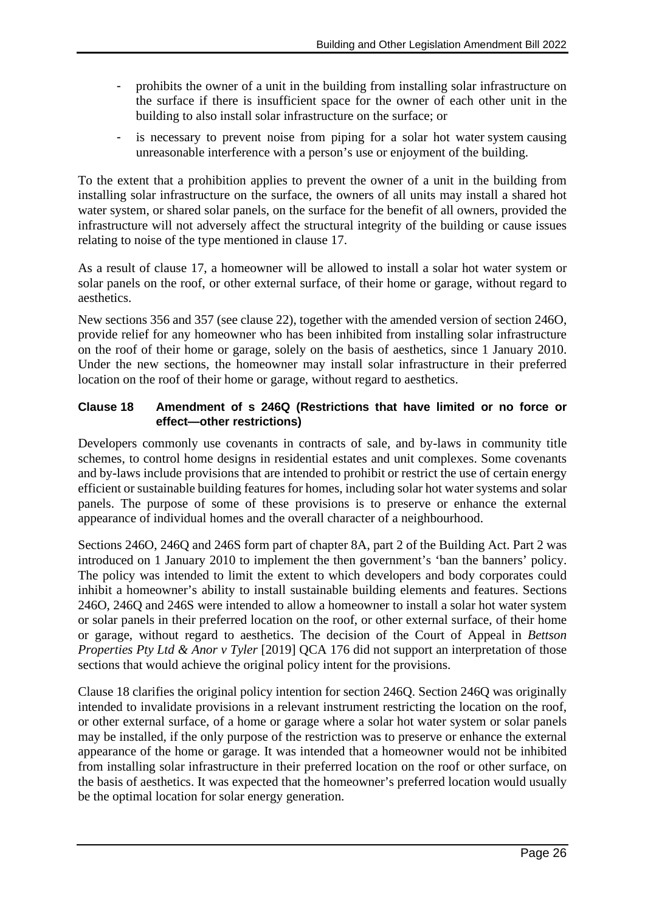- prohibits the owner of a unit in the building from installing solar infrastructure on the surface if there is insufficient space for the owner of each other unit in the building to also install solar infrastructure on the surface; or
- is necessary to prevent noise from piping for a solar hot water system causing unreasonable interference with a person's use or enjoyment of the building.

To the extent that a prohibition applies to prevent the owner of a unit in the building from installing solar infrastructure on the surface, the owners of all units may install a shared hot water system, or shared solar panels, on the surface for the benefit of all owners, provided the infrastructure will not adversely affect the structural integrity of the building or cause issues relating to noise of the type mentioned in clause 17.

As a result of clause 17, a homeowner will be allowed to install a solar hot water system or solar panels on the roof, or other external surface, of their home or garage, without regard to aesthetics.

New sections 356 and 357 (see clause 22), together with the amended version of section 246O, provide relief for any homeowner who has been inhibited from installing solar infrastructure on the roof of their home or garage, solely on the basis of aesthetics, since 1 January 2010. Under the new sections, the homeowner may install solar infrastructure in their preferred location on the roof of their home or garage, without regard to aesthetics.

### Clause 18 Amendment of s 246Q (Restrictions that have limited or no force or effect—other restrictions)

Developers commonly use covenants in contracts of sale, and by-laws in community title schemes, to control home designs in residential estates and unit complexes. Some covenants and by-laws include provisions that are intended to prohibit or restrict the use of certain energy efficient or sustainable building features for homes, including solar hot water systems and solar panels. The purpose of some of these provisions is to preserve or enhance the external appearance of individual homes and the overall character of a neighbourhood.

Sections 246O, 246Q and 246S form part of chapter 8A, part 2 of the Building Act. Part 2 was introduced on 1 January 2010 to implement the then government's 'ban the banners' policy. The policy was intended to limit the extent to which developers and body corporates could inhibit a homeowner's ability to install sustainable building elements and features. Sections 246O, 246Q and 246S were intended to allow a homeowner to install a solar hot water system or solar panels in their preferred location on the roof, or other external surface, of their home or garage, without regard to aesthetics. The decision of the Court of Appeal in *Bettson Properties Pty Ltd & Anor v Tyler* [2019] QCA 176 did not support an interpretation of those sections that would achieve the original policy intent for the provisions.

Clause 18 clarifies the original policy intention for section 246Q. Section 246Q was originally intended to invalidate provisions in a relevant instrument restricting the location on the roof, or other external surface, of a home or garage where a solar hot water system or solar panels may be installed, if the only purpose of the restriction was to preserve or enhance the external appearance of the home or garage. It was intended that a homeowner would not be inhibited from installing solar infrastructure in their preferred location on the roof or other surface, on the basis of aesthetics. It was expected that the homeowner's preferred location would usually be the optimal location for solar energy generation.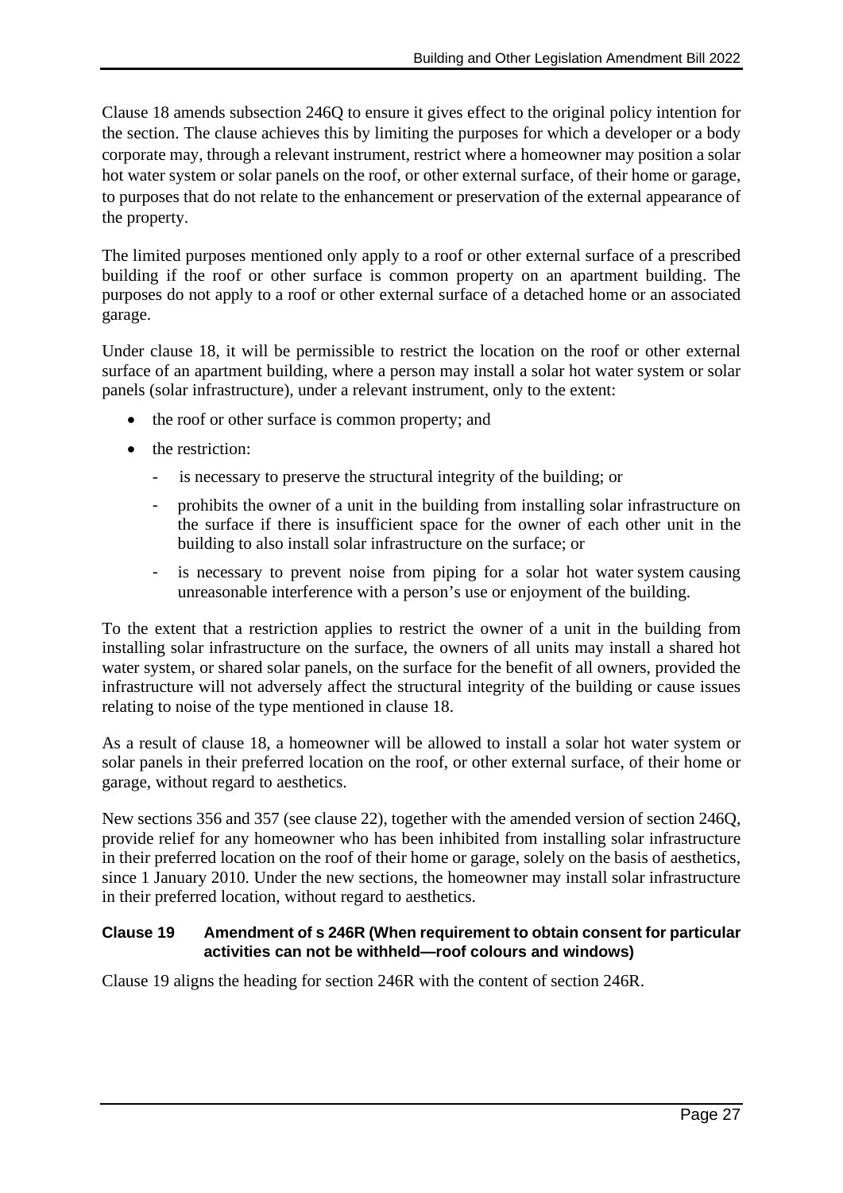Clause 18 amends subsection 246Q to ensure it gives effect to the original policy intention for the section. The clause achieves this by limiting the purposes for which a developer or a body corporate may, through a relevant instrument, restrict where a homeowner may position a solar hot water system or solar panels on the roof, or other external surface, of their home or garage, to purposes that do not relate to the enhancement or preservation of the external appearance of the property.

The limited purposes mentioned only apply to a roof or other external surface of a prescribed building if the roof or other surface is common property on an apartment building. The purposes do not apply to a roof or other external surface of a detached home or an associated garage.

Under clause 18, it will be permissible to restrict the location on the roof or other external surface of an apartment building, where a person may install a solar hot water system or solar panels (solar infrastructure), under a relevant instrument, only to the extent:

- the roof or other surface is common property; and
- the restriction:
  - is necessary to preserve the structural integrity of the building; or
  - prohibits the owner of a unit in the building from installing solar infrastructure on the surface if there is insufficient space for the owner of each other unit in the building to also install solar infrastructure on the surface; or
  - is necessary to prevent noise from piping for a solar hot water system causing unreasonable interference with a person's use or enjoyment of the building.

To the extent that a restriction applies to restrict the owner of a unit in the building from installing solar infrastructure on the surface, the owners of all units may install a shared hot water system, or shared solar panels, on the surface for the benefit of all owners, provided the infrastructure will not adversely affect the structural integrity of the building or cause issues relating to noise of the type mentioned in clause 18.

As a result of clause 18, a homeowner will be allowed to install a solar hot water system or solar panels in their preferred location on the roof, or other external surface, of their home or garage, without regard to aesthetics.

New sections 356 and 357 (see clause 22), together with the amended version of section 246Q, provide relief for any homeowner who has been inhibited from installing solar infrastructure in their preferred location on the roof of their home or garage, solely on the basis of aesthetics, since 1 January 2010. Under the new sections, the homeowner may install solar infrastructure in their preferred location, without regard to aesthetics.

#### Clause 19 Amendment of s 246R (When requirement to obtain consent for particular activities can not be withheld—roof colours and windows)

Clause 19 aligns the heading for section 246R with the content of section 246R.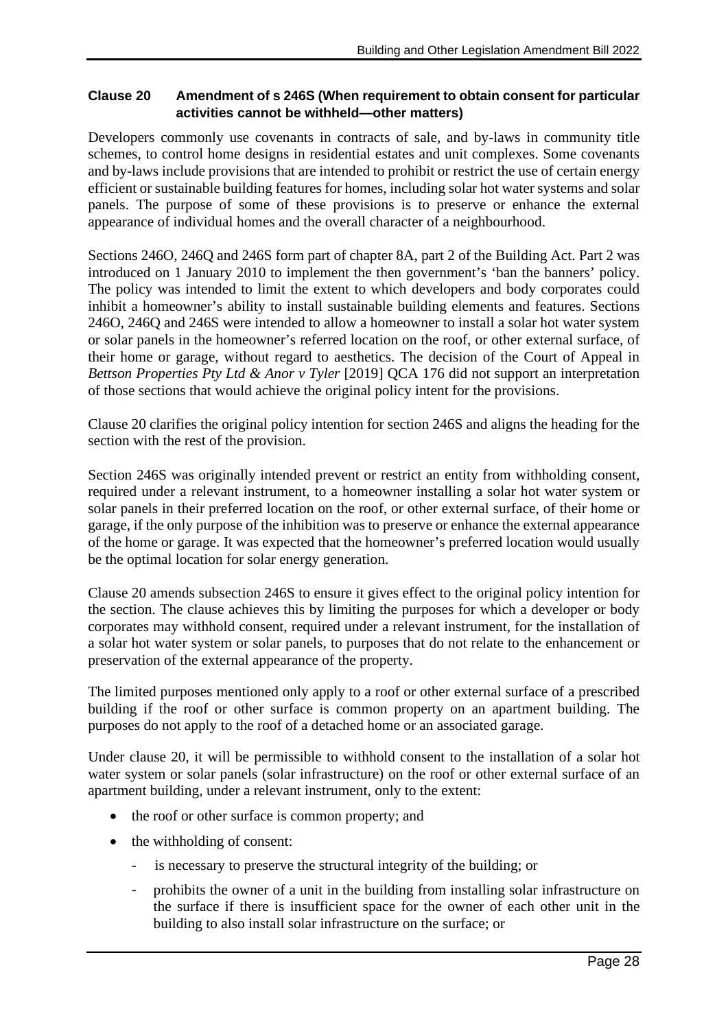#### Clause 20 Amendment of s 246S (When requirement to obtain consent for particular activities cannot be withheld—other matters)

Developers commonly use covenants in contracts of sale, and by-laws in community title schemes, to control home designs in residential estates and unit complexes. Some covenants and by-laws include provisions that are intended to prohibit or restrict the use of certain energy efficient or sustainable building features for homes, including solar hot water systems and solar panels. The purpose of some of these provisions is to preserve or enhance the external appearance of individual homes and the overall character of a neighbourhood.

Sections 246O, 246Q and 246S form part of chapter 8A, part 2 of the Building Act. Part 2 was introduced on 1 January 2010 to implement the then government's 'ban the banners' policy. The policy was intended to limit the extent to which developers and body corporates could inhibit a homeowner's ability to install sustainable building elements and features. Sections 246O, 246Q and 246S were intended to allow a homeowner to install a solar hot water system or solar panels in the homeowner's referred location on the roof, or other external surface, of their home or garage, without regard to aesthetics. The decision of the Court of Appeal in *Bettson Properties Pty Ltd & Anor v Tyler* [2019] QCA 176 did not support an interpretation of those sections that would achieve the original policy intent for the provisions.

Clause 20 clarifies the original policy intention for section 246S and aligns the heading for the section with the rest of the provision.

Section 246S was originally intended prevent or restrict an entity from withholding consent, required under a relevant instrument, to a homeowner installing a solar hot water system or solar panels in their preferred location on the roof, or other external surface, of their home or garage, if the only purpose of the inhibition was to preserve or enhance the external appearance of the home or garage. It was expected that the homeowner's preferred location would usually be the optimal location for solar energy generation.

Clause 20 amends subsection 246S to ensure it gives effect to the original policy intention for the section. The clause achieves this by limiting the purposes for which a developer or body corporates may withhold consent, required under a relevant instrument, for the installation of a solar hot water system or solar panels, to purposes that do not relate to the enhancement or preservation of the external appearance of the property.

The limited purposes mentioned only apply to a roof or other external surface of a prescribed building if the roof or other surface is common property on an apartment building. The purposes do not apply to the roof of a detached home or an associated garage.

Under clause 20, it will be permissible to withhold consent to the installation of a solar hot water system or solar panels (solar infrastructure) on the roof or other external surface of an apartment building, under a relevant instrument, only to the extent:

- the roof or other surface is common property; and
- the withholding of consent:
  - is necessary to preserve the structural integrity of the building; or
  - prohibits the owner of a unit in the building from installing solar infrastructure on the surface if there is insufficient space for the owner of each other unit in the building to also install solar infrastructure on the surface; or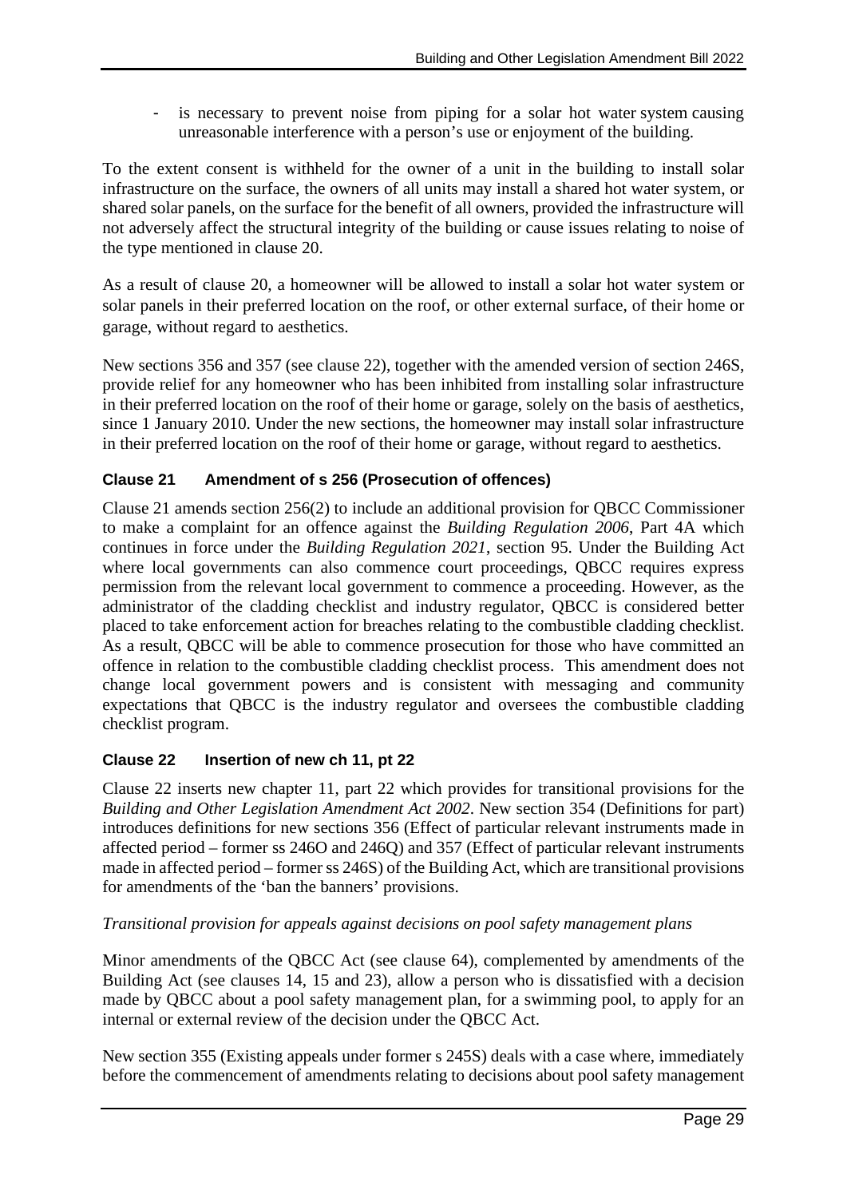- is necessary to prevent noise from piping for a solar hot water system causing unreasonable interference with a person's use or enjoyment of the building.

To the extent consent is withheld for the owner of a unit in the building to install solar infrastructure on the surface, the owners of all units may install a shared hot water system, or shared solar panels, on the surface for the benefit of all owners, provided the infrastructure will not adversely affect the structural integrity of the building or cause issues relating to noise of the type mentioned in clause 20.

As a result of clause 20, a homeowner will be allowed to install a solar hot water system or solar panels in their preferred location on the roof, or other external surface, of their home or garage, without regard to aesthetics.

New sections 356 and 357 (see clause 22), together with the amended version of section 246S, provide relief for any homeowner who has been inhibited from installing solar infrastructure in their preferred location on the roof of their home or garage, solely on the basis of aesthetics, since 1 January 2010. Under the new sections, the homeowner may install solar infrastructure in their preferred location on the roof of their home or garage, without regard to aesthetics.

### Clause 21 Amendment of s 256 (Prosecution of offences)

Clause 21 amends section 256(2) to include an additional provision for QBCC Commissioner to make a complaint for an offence against the *Building Regulation 2006*, Part 4A which continues in force under the *Building Regulation 2021*, section 95. Under the Building Act where local governments can also commence court proceedings, QBCC requires express permission from the relevant local government to commence a proceeding. However, as the administrator of the cladding checklist and industry regulator, QBCC is considered better placed to take enforcement action for breaches relating to the combustible cladding checklist. As a result, QBCC will be able to commence prosecution for those who have committed an offence in relation to the combustible cladding checklist process. This amendment does not change local government powers and is consistent with messaging and community expectations that QBCC is the industry regulator and oversees the combustible cladding checklist program.

### Clause 22 Insertion of new ch 11, pt 22

Clause 22 inserts new chapter 11, part 22 which provides for transitional provisions for the *Building and Other Legislation Amendment Act 2002*. New section 354 (Definitions for part) introduces definitions for new sections 356 (Effect of particular relevant instruments made in affected period – former ss 246O and 246Q) and 357 (Effect of particular relevant instruments made in affected period – former ss 246S) of the Building Act, which are transitional provisions for amendments of the 'ban the banners' provisions.

*Transitional provision for appeals against decisions on pool safety management plans*

Minor amendments of the QBCC Act (see clause 64), complemented by amendments of the Building Act (see clauses 14, 15 and 23), allow a person who is dissatisfied with a decision made by QBCC about a pool safety management plan, for a swimming pool, to apply for an internal or external review of the decision under the QBCC Act.

New section 355 (Existing appeals under former s 245S) deals with a case where, immediately before the commencement of amendments relating to decisions about pool safety management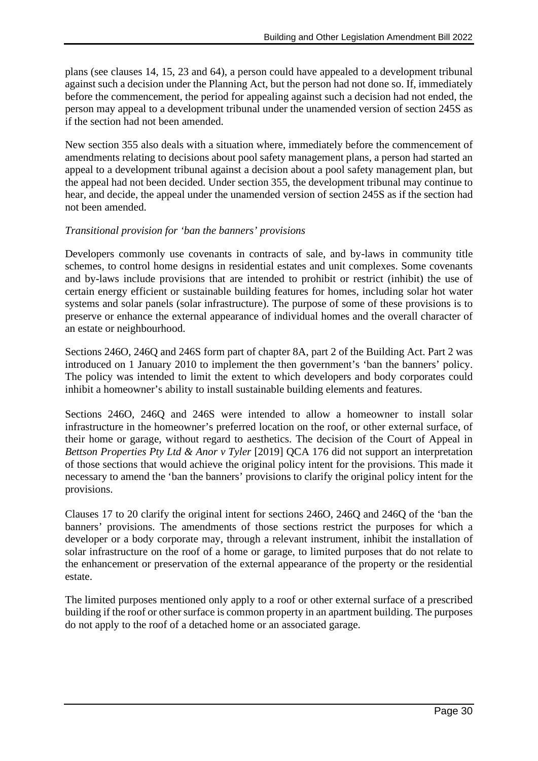plans (see clauses 14, 15, 23 and 64), a person could have appealed to a development tribunal against such a decision under the Planning Act, but the person had not done so. If, immediately before the commencement, the period for appealing against such a decision had not ended, the person may appeal to a development tribunal under the unamended version of section 245S as if the section had not been amended.

New section 355 also deals with a situation where, immediately before the commencement of amendments relating to decisions about pool safety management plans, a person had started an appeal to a development tribunal against a decision about a pool safety management plan, but the appeal had not been decided. Under section 355, the development tribunal may continue to hear, and decide, the appeal under the unamended version of section 245S as if the section had not been amended.

*Transitional provision for 'ban the banners' provisions*

Developers commonly use covenants in contracts of sale, and by-laws in community title schemes, to control home designs in residential estates and unit complexes. Some covenants and by-laws include provisions that are intended to prohibit or restrict (inhibit) the use of certain energy efficient or sustainable building features for homes, including solar hot water systems and solar panels (solar infrastructure). The purpose of some of these provisions is to preserve or enhance the external appearance of individual homes and the overall character of an estate or neighbourhood.

Sections 246O, 246Q and 246S form part of chapter 8A, part 2 of the Building Act. Part 2 was introduced on 1 January 2010 to implement the then government's 'ban the banners' policy. The policy was intended to limit the extent to which developers and body corporates could inhibit a homeowner's ability to install sustainable building elements and features.

Sections 246O, 246Q and 246S were intended to allow a homeowner to install solar infrastructure in the homeowner's preferred location on the roof, or other external surface, of their home or garage, without regard to aesthetics. The decision of the Court of Appeal in *Bettson Properties Pty Ltd & Anor v Tyler* [2019] QCA 176 did not support an interpretation of those sections that would achieve the original policy intent for the provisions. This made it necessary to amend the 'ban the banners' provisions to clarify the original policy intent for the provisions.

Clauses 17 to 20 clarify the original intent for sections 246O, 246Q and 246Q of the 'ban the banners' provisions. The amendments of those sections restrict the purposes for which a developer or a body corporate may, through a relevant instrument, inhibit the installation of solar infrastructure on the roof of a home or garage, to limited purposes that do not relate to the enhancement or preservation of the external appearance of the property or the residential estate.

The limited purposes mentioned only apply to a roof or other external surface of a prescribed building if the roof or other surface is common property in an apartment building. The purposes do not apply to the roof of a detached home or an associated garage.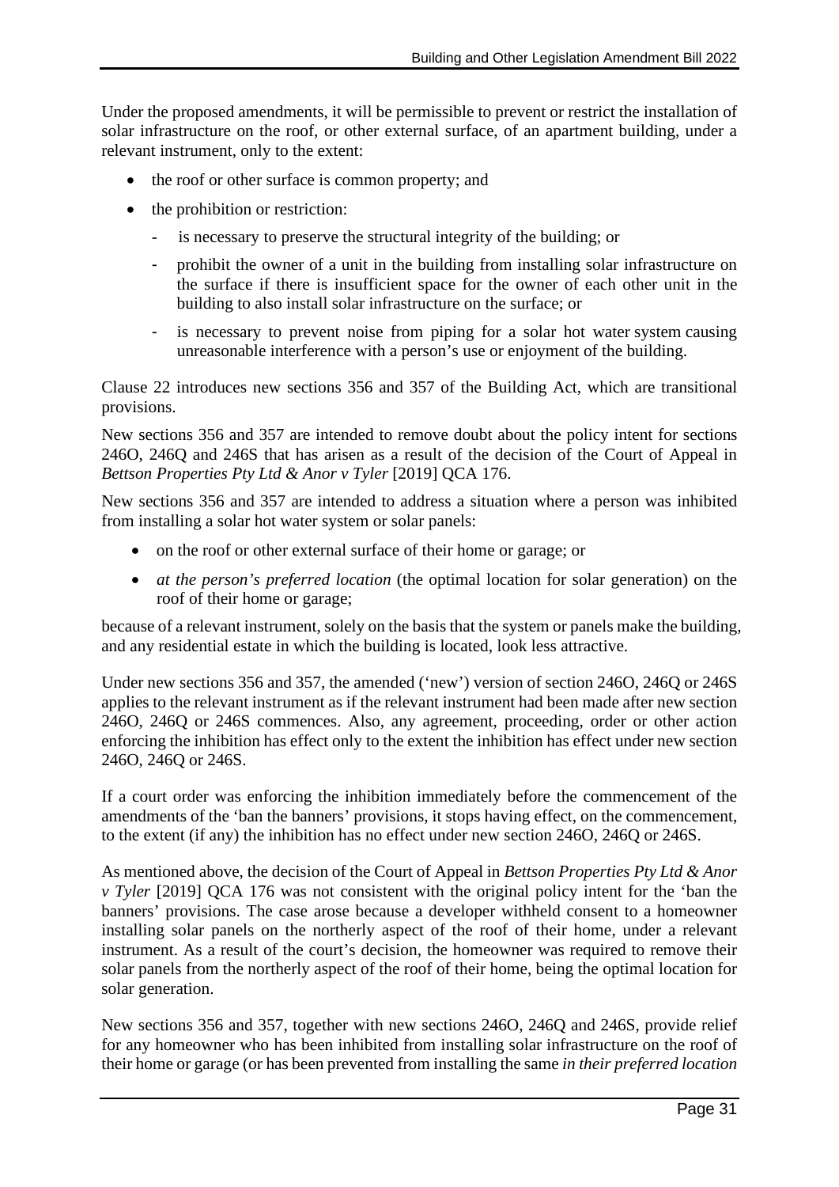Under the proposed amendments, it will be permissible to prevent or restrict the installation of solar infrastructure on the roof, or other external surface, of an apartment building, under a relevant instrument, only to the extent:

- the roof or other surface is common property; and
- the prohibition or restriction:
  - is necessary to preserve the structural integrity of the building; or
  - prohibit the owner of a unit in the building from installing solar infrastructure on the surface if there is insufficient space for the owner of each other unit in the building to also install solar infrastructure on the surface; or
  - is necessary to prevent noise from piping for a solar hot water system causing unreasonable interference with a person's use or enjoyment of the building.

Clause 22 introduces new sections 356 and 357 of the Building Act, which are transitional provisions.

New sections 356 and 357 are intended to remove doubt about the policy intent for sections 246O, 246Q and 246S that has arisen as a result of the decision of the Court of Appeal in *Bettson Properties Pty Ltd & Anor v Tyler* [2019] QCA 176.

New sections 356 and 357 are intended to address a situation where a person was inhibited from installing a solar hot water system or solar panels:

- on the roof or other external surface of their home or garage; or
- *at the person's preferred location* (the optimal location for solar generation) on the roof of their home or garage;

because of a relevant instrument, solely on the basis that the system or panels make the building, and any residential estate in which the building is located, look less attractive.

Under new sections 356 and 357, the amended ('new') version of section 246O, 246Q or 246S applies to the relevant instrument as if the relevant instrument had been made after new section 246O, 246Q or 246S commences. Also, any agreement, proceeding, order or other action enforcing the inhibition has effect only to the extent the inhibition has effect under new section 246O, 246Q or 246S.

If a court order was enforcing the inhibition immediately before the commencement of the amendments of the 'ban the banners' provisions, it stops having effect, on the commencement, to the extent (if any) the inhibition has no effect under new section 246O, 246Q or 246S.

As mentioned above, the decision of the Court of Appeal in *Bettson Properties Pty Ltd & Anor v Tyler* [2019] QCA 176 was not consistent with the original policy intent for the 'ban the banners' provisions. The case arose because a developer withheld consent to a homeowner installing solar panels on the northerly aspect of the roof of their home, under a relevant instrument. As a result of the court's decision, the homeowner was required to remove their solar panels from the northerly aspect of the roof of their home, being the optimal location for solar generation.

New sections 356 and 357, together with new sections 246O, 246Q and 246S, provide relief for any homeowner who has been inhibited from installing solar infrastructure on the roof of their home or garage (or has been prevented from installing the same *in their preferred location*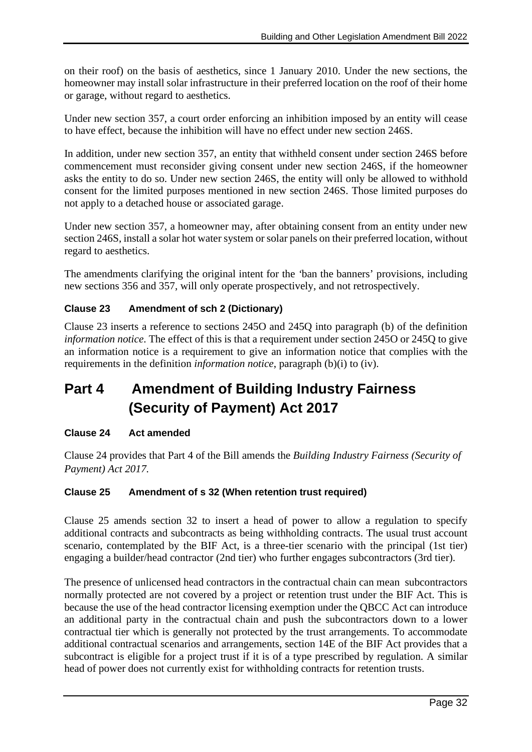on their roof) on the basis of aesthetics, since 1 January 2010. Under the new sections, the homeowner may install solar infrastructure in their preferred location on the roof of their home or garage, without regard to aesthetics.

Under new section 357, a court order enforcing an inhibition imposed by an entity will cease to have effect, because the inhibition will have no effect under new section 246S.

In addition, under new section 357, an entity that withheld consent under section 246S before commencement must reconsider giving consent under new section 246S, if the homeowner asks the entity to do so. Under new section 246S, the entity will only be allowed to withhold consent for the limited purposes mentioned in new section 246S. Those limited purposes do not apply to a detached house or associated garage.

Under new section 357, a homeowner may, after obtaining consent from an entity under new section 246S, install a solar hot water system or solar panels on their preferred location, without regard to aesthetics.

The amendments clarifying the original intent for the 'ban the banners' provisions, including new sections 356 and 357, will only operate prospectively, and not retrospectively.

### Clause 23 Amendment of sch 2 (Dictionary)

Clause 23 inserts a reference to sections 245O and 245Q into paragraph (b) of the definition *information notice*. The effect of this is that a requirement under section 245O or 245Q to give an information notice is a requirement to give an information notice that complies with the requirements in the definition *information notice*, paragraph (b)(i) to (iv).

## Part 4 Amendment of Building Industry Fairness (Security of Payment) Act 2017

### Clause 24 Act amended

Clause 24 provides that Part 4 of the Bill amends the *Building Industry Fairness (Security of Payment) Act 2017*.

### Clause 25 Amendment of s 32 (When retention trust required)

Clause 25 amends section 32 to insert a head of power to allow a regulation to specify additional contracts and subcontracts as being withholding contracts. The usual trust account scenario, contemplated by the BIF Act, is a three-tier scenario with the principal (1st tier) engaging a builder/head contractor (2nd tier) who further engages subcontractors (3rd tier).

The presence of unlicensed head contractors in the contractual chain can mean subcontractors normally protected are not covered by a project or retention trust under the BIF Act. This is because the use of the head contractor licensing exemption under the QBCC Act can introduce an additional party in the contractual chain and push the subcontractors down to a lower contractual tier which is generally not protected by the trust arrangements. To accommodate additional contractual scenarios and arrangements, section 14E of the BIF Act provides that a subcontract is eligible for a project trust if it is of a type prescribed by regulation. A similar head of power does not currently exist for withholding contracts for retention trusts.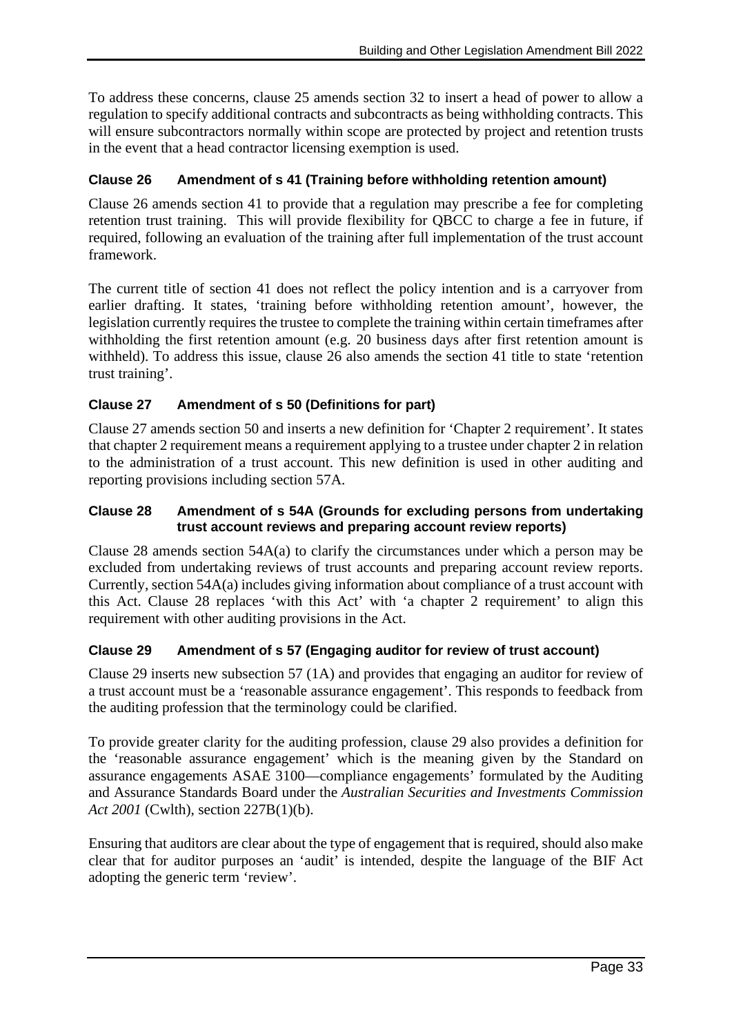To address these concerns, clause 25 amends section 32 to insert a head of power to allow a regulation to specify additional contracts and subcontracts as being withholding contracts. This will ensure subcontractors normally within scope are protected by project and retention trusts in the event that a head contractor licensing exemption is used.

### Clause 26 Amendment of s 41 (Training before withholding retention amount)

Clause 26 amends section 41 to provide that a regulation may prescribe a fee for completing retention trust training. This will provide flexibility for QBCC to charge a fee in future, if required, following an evaluation of the training after full implementation of the trust account framework.

The current title of section 41 does not reflect the policy intention and is a carryover from earlier drafting. It states, 'training before withholding retention amount', however, the legislation currently requires the trustee to complete the training within certain timeframes after withholding the first retention amount (e.g. 20 business days after first retention amount is withheld). To address this issue, clause 26 also amends the section 41 title to state 'retention trust training'.

### Clause 27 Amendment of s 50 (Definitions for part)

Clause 27 amends section 50 and inserts a new definition for 'Chapter 2 requirement'. It states that chapter 2 requirement means a requirement applying to a trustee under chapter 2 in relation to the administration of a trust account. This new definition is used in other auditing and reporting provisions including section 57A.

### Clause 28 Amendment of s 54A (Grounds for excluding persons from undertaking trust account reviews and preparing account review reports)

Clause 28 amends section 54A(a) to clarify the circumstances under which a person may be excluded from undertaking reviews of trust accounts and preparing account review reports. Currently, section 54A(a) includes giving information about compliance of a trust account with this Act. Clause 28 replaces 'with this Act' with 'a chapter 2 requirement' to align this requirement with other auditing provisions in the Act.

### Clause 29 Amendment of s 57 (Engaging auditor for review of trust account)

Clause 29 inserts new subsection 57 (1A) and provides that engaging an auditor for review of a trust account must be a 'reasonable assurance engagement'. This responds to feedback from the auditing profession that the terminology could be clarified.

To provide greater clarity for the auditing profession, clause 29 also provides a definition for the 'reasonable assurance engagement' which is the meaning given by the Standard on assurance engagements ASAE 3100—compliance engagements' formulated by the Auditing and Assurance Standards Board under the *Australian Securities and Investments Commission Act 2001* (Cwlth), section 227B(1)(b).

Ensuring that auditors are clear about the type of engagement that is required, should also make clear that for auditor purposes an 'audit' is intended, despite the language of the BIF Act adopting the generic term 'review'.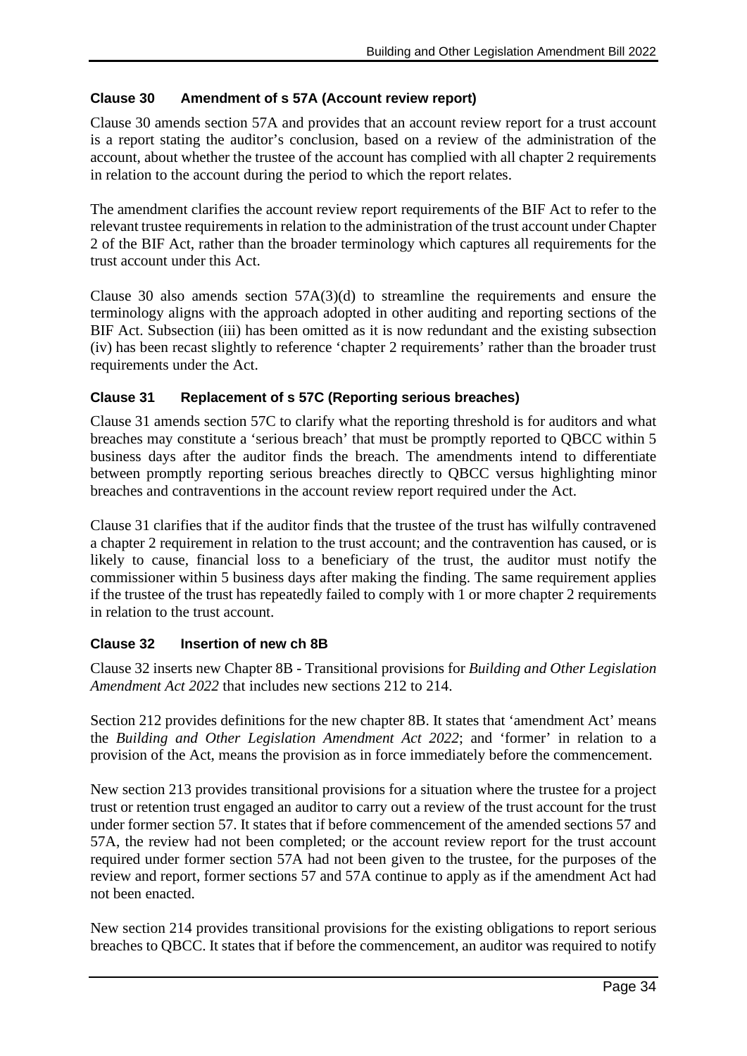### Clause 30 Amendment of s 57A (Account review report)

Clause 30 amends section 57A and provides that an account review report for a trust account is a report stating the auditor's conclusion, based on a review of the administration of the account, about whether the trustee of the account has complied with all chapter 2 requirements in relation to the account during the period to which the report relates.

The amendment clarifies the account review report requirements of the BIF Act to refer to the relevant trustee requirements in relation to the administration of the trust account under Chapter 2 of the BIF Act, rather than the broader terminology which captures all requirements for the trust account under this Act.

Clause 30 also amends section 57A(3)(d) to streamline the requirements and ensure the terminology aligns with the approach adopted in other auditing and reporting sections of the BIF Act. Subsection (iii) has been omitted as it is now redundant and the existing subsection (iv) has been recast slightly to reference 'chapter 2 requirements' rather than the broader trust requirements under the Act.

### Clause 31 Replacement of s 57C (Reporting serious breaches)

Clause 31 amends section 57C to clarify what the reporting threshold is for auditors and what breaches may constitute a 'serious breach' that must be promptly reported to QBCC within 5 business days after the auditor finds the breach. The amendments intend to differentiate between promptly reporting serious breaches directly to QBCC versus highlighting minor breaches and contraventions in the account review report required under the Act.

Clause 31 clarifies that if the auditor finds that the trustee of the trust has wilfully contravened a chapter 2 requirement in relation to the trust account; and the contravention has caused, or is likely to cause, financial loss to a beneficiary of the trust, the auditor must notify the commissioner within 5 business days after making the finding. The same requirement applies if the trustee of the trust has repeatedly failed to comply with 1 or more chapter 2 requirements in relation to the trust account.

### Clause 32 Insertion of new ch 8B

Clause 32 inserts new Chapter 8B - Transitional provisions for *Building and Other Legislation Amendment Act 2022* that includes new sections 212 to 214.

Section 212 provides definitions for the new chapter 8B. It states that 'amendment Act' means the *Building and Other Legislation Amendment Act 2022*; and 'former' in relation to a provision of the Act, means the provision as in force immediately before the commencement.

New section 213 provides transitional provisions for a situation where the trustee for a project trust or retention trust engaged an auditor to carry out a review of the trust account for the trust under former section 57. It states that if before commencement of the amended sections 57 and 57A, the review had not been completed; or the account review report for the trust account required under former section 57A had not been given to the trustee, for the purposes of the review and report, former sections 57 and 57A continue to apply as if the amendment Act had not been enacted.

New section 214 provides transitional provisions for the existing obligations to report serious breaches to QBCC. It states that if before the commencement, an auditor was required to notify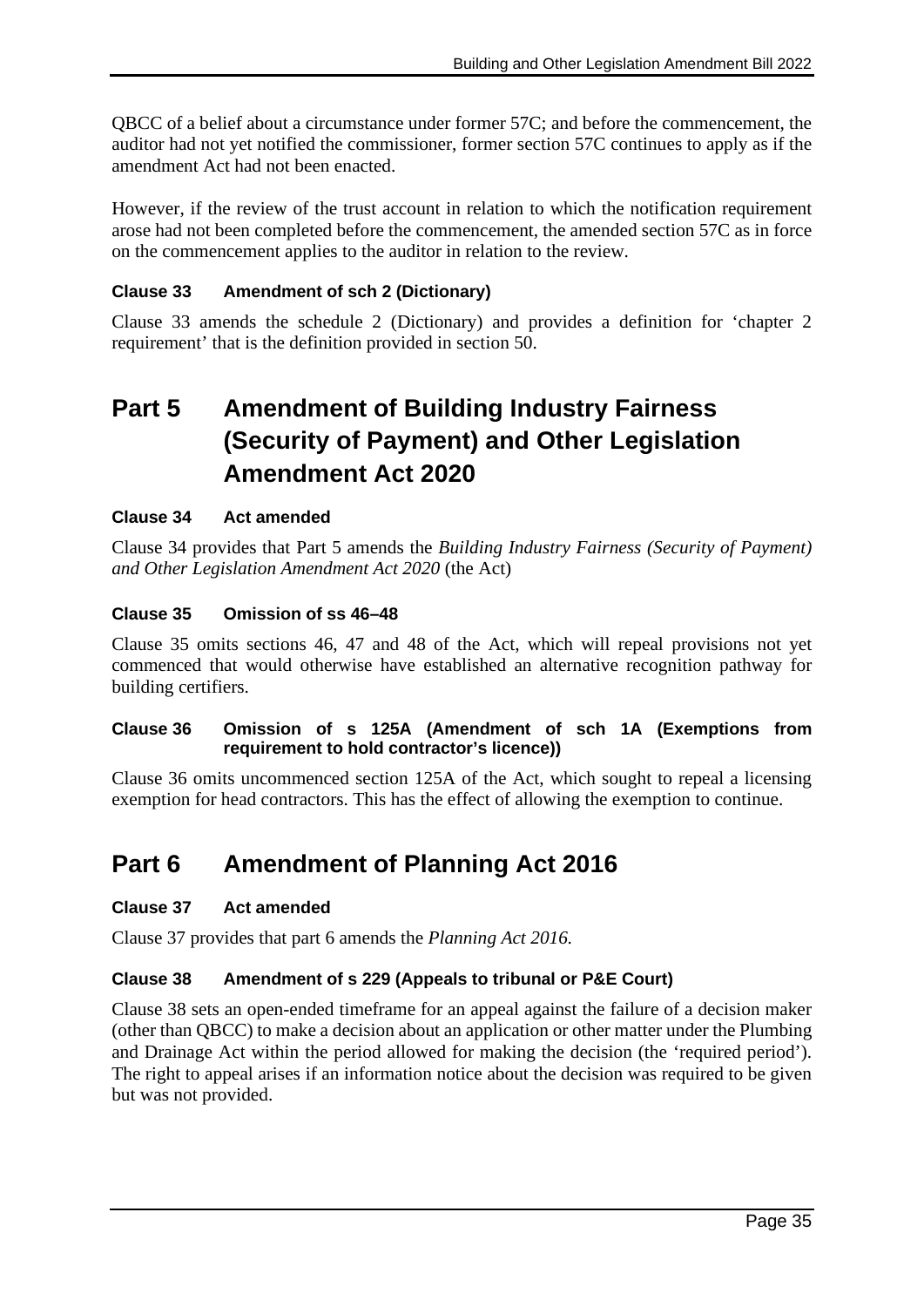QBCC of a belief about a circumstance under former 57C; and before the commencement, the auditor had not yet notified the commissioner, former section 57C continues to apply as if the amendment Act had not been enacted.

However, if the review of the trust account in relation to which the notification requirement arose had not been completed before the commencement, the amended section 57C as in force on the commencement applies to the auditor in relation to the review.

### Clause 33 Amendment of sch 2 (Dictionary)

Clause 33 amends the schedule 2 (Dictionary) and provides a definition for ‘chapter 2 requirement’ that is the definition provided in section 50.

## Part 5 Amendment of Building Industry Fairness (Security of Payment) and Other Legislation Amendment Act 2020

### Clause 34 Act amended

Clause 34 provides that Part 5 amends the *Building Industry Fairness (Security of Payment) and Other Legislation Amendment Act 2020* (the Act)

### Clause 35 Omission of ss 46–48

Clause 35 omits sections 46, 47 and 48 of the Act, which will repeal provisions not yet commenced that would otherwise have established an alternative recognition pathway for building certifiers.

### Clause 36 Omission of s 125A (Amendment of sch 1A (Exemptions from requirement to hold contractor’s licence))

Clause 36 omits uncommenced section 125A of the Act, which sought to repeal a licensing exemption for head contractors. This has the effect of allowing the exemption to continue.

## Part 6 Amendment of Planning Act 2016

### Clause 37 Act amended

Clause 37 provides that part 6 amends the *Planning Act 2016*.

### Clause 38 Amendment of s 229 (Appeals to tribunal or P&E Court)

Clause 38 sets an open-ended timeframe for an appeal against the failure of a decision maker (other than QBCC) to make a decision about an application or other matter under the Plumbing and Drainage Act within the period allowed for making the decision (the ‘required period’). The right to appeal arises if an information notice about the decision was required to be given but was not provided.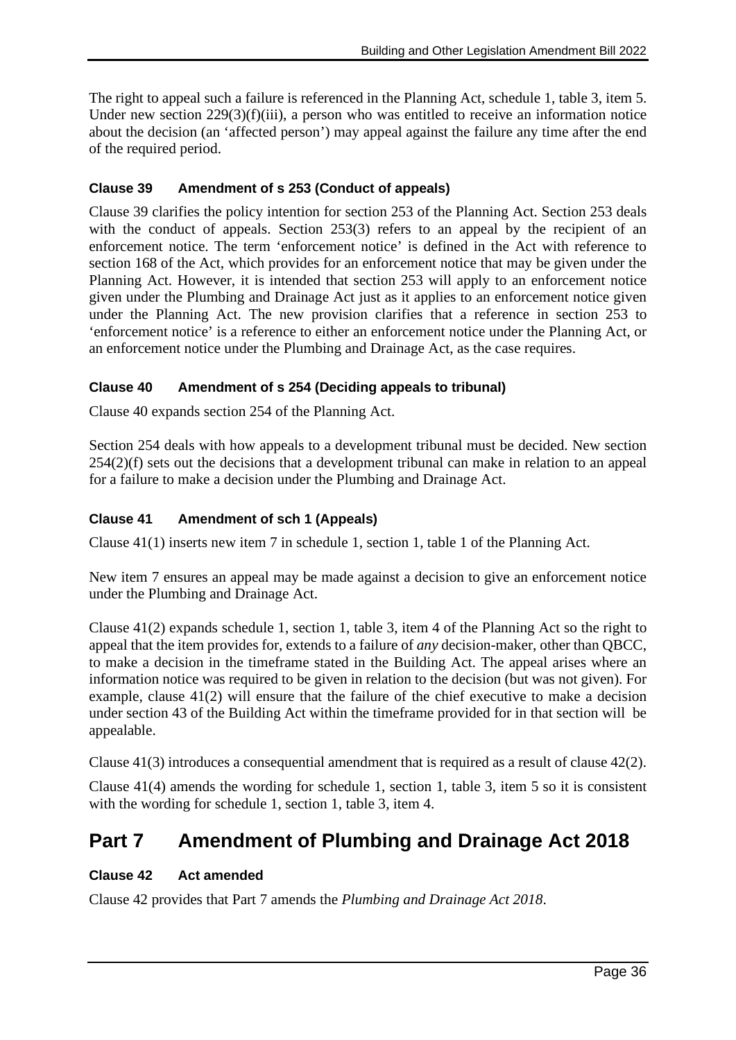The right to appeal such a failure is referenced in the Planning Act, schedule 1, table 3, item 5. Under new section 229(3)(f)(iii), a person who was entitled to receive an information notice about the decision (an 'affected person') may appeal against the failure any time after the end of the required period.

#### Clause 39 Amendment of s 253 (Conduct of appeals)

Clause 39 clarifies the policy intention for section 253 of the Planning Act. Section 253 deals with the conduct of appeals. Section 253(3) refers to an appeal by the recipient of an enforcement notice. The term 'enforcement notice' is defined in the Act with reference to section 168 of the Act, which provides for an enforcement notice that may be given under the Planning Act. However, it is intended that section 253 will apply to an enforcement notice given under the Plumbing and Drainage Act just as it applies to an enforcement notice given under the Planning Act. The new provision clarifies that a reference in section 253 to 'enforcement notice' is a reference to either an enforcement notice under the Planning Act, or an enforcement notice under the Plumbing and Drainage Act, as the case requires.

#### Clause 40 Amendment of s 254 (Deciding appeals to tribunal)

Clause 40 expands section 254 of the Planning Act.

Section 254 deals with how appeals to a development tribunal must be decided. New section 254(2)(f) sets out the decisions that a development tribunal can make in relation to an appeal for a failure to make a decision under the Plumbing and Drainage Act.

#### Clause 41 Amendment of sch 1 (Appeals)

Clause 41(1) inserts new item 7 in schedule 1, section 1, table 1 of the Planning Act.

New item 7 ensures an appeal may be made against a decision to give an enforcement notice under the Plumbing and Drainage Act.

Clause 41(2) expands schedule 1, section 1, table 3, item 4 of the Planning Act so the right to appeal that the item provides for, extends to a failure of *any* decision-maker, other than QBCC, to make a decision in the timeframe stated in the Building Act. The appeal arises where an information notice was required to be given in relation to the decision (but was not given). For example, clause 41(2) will ensure that the failure of the chief executive to make a decision under section 43 of the Building Act within the timeframe provided for in that section will be appealable.

Clause 41(3) introduces a consequential amendment that is required as a result of clause 42(2).

Clause 41(4) amends the wording for schedule 1, section 1, table 3, item 5 so it is consistent with the wording for schedule 1, section 1, table 3, item 4.

## Part 7 Amendment of Plumbing and Drainage Act 2018

#### Clause 42 Act amended

Clause 42 provides that Part 7 amends the *Plumbing and Drainage Act 2018*.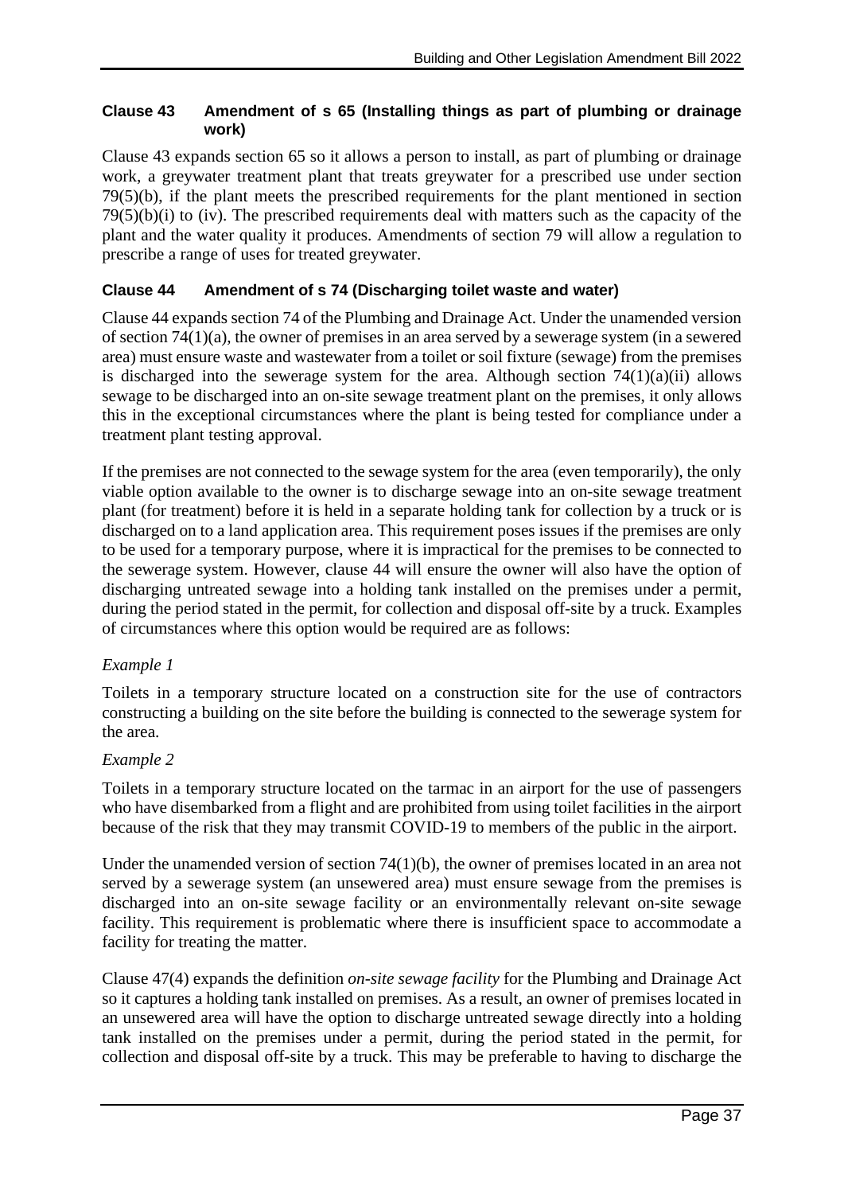### Clause 43 Amendment of s 65 (Installing things as part of plumbing or drainage work)

Clause 43 expands section 65 so it allows a person to install, as part of plumbing or drainage work, a greywater treatment plant that treats greywater for a prescribed use under section 79(5)(b), if the plant meets the prescribed requirements for the plant mentioned in section 79(5)(b)(i) to (iv). The prescribed requirements deal with matters such as the capacity of the plant and the water quality it produces. Amendments of section 79 will allow a regulation to prescribe a range of uses for treated greywater.

### Clause 44 Amendment of s 74 (Discharging toilet waste and water)

Clause 44 expands section 74 of the Plumbing and Drainage Act. Under the unamended version of section 74(1)(a), the owner of premises in an area served by a sewerage system (in a sewered area) must ensure waste and wastewater from a toilet or soil fixture (sewage) from the premises is discharged into the sewerage system for the area. Although section 74(1)(a)(ii) allows sewage to be discharged into an on-site sewage treatment plant on the premises, it only allows this in the exceptional circumstances where the plant is being tested for compliance under a treatment plant testing approval.

If the premises are not connected to the sewage system for the area (even temporarily), the only viable option available to the owner is to discharge sewage into an on-site sewage treatment plant (for treatment) before it is held in a separate holding tank for collection by a truck or is discharged on to a land application area. This requirement poses issues if the premises are only to be used for a temporary purpose, where it is impractical for the premises to be connected to the sewerage system. However, clause 44 will ensure the owner will also have the option of discharging untreated sewage into a holding tank installed on the premises under a permit, during the period stated in the permit, for collection and disposal off-site by a truck. Examples of circumstances where this option would be required are as follows:

*Example 1*

Toilets in a temporary structure located on a construction site for the use of contractors constructing a building on the site before the building is connected to the sewerage system for the area.

*Example 2*

Toilets in a temporary structure located on the tarmac in an airport for the use of passengers who have disembarked from a flight and are prohibited from using toilet facilities in the airport because of the risk that they may transmit COVID-19 to members of the public in the airport.

Under the unamended version of section 74(1)(b), the owner of premises located in an area not served by a sewerage system (an unsewered area) must ensure sewage from the premises is discharged into an on-site sewage facility or an environmentally relevant on-site sewage facility. This requirement is problematic where there is insufficient space to accommodate a facility for treating the matter.

Clause 47(4) expands the definition *on-site sewage facility* for the Plumbing and Drainage Act so it captures a holding tank installed on premises. As a result, an owner of premises located in an unsewered area will have the option to discharge untreated sewage directly into a holding tank installed on the premises under a permit, during the period stated in the permit, for collection and disposal off-site by a truck. This may be preferable to having to discharge the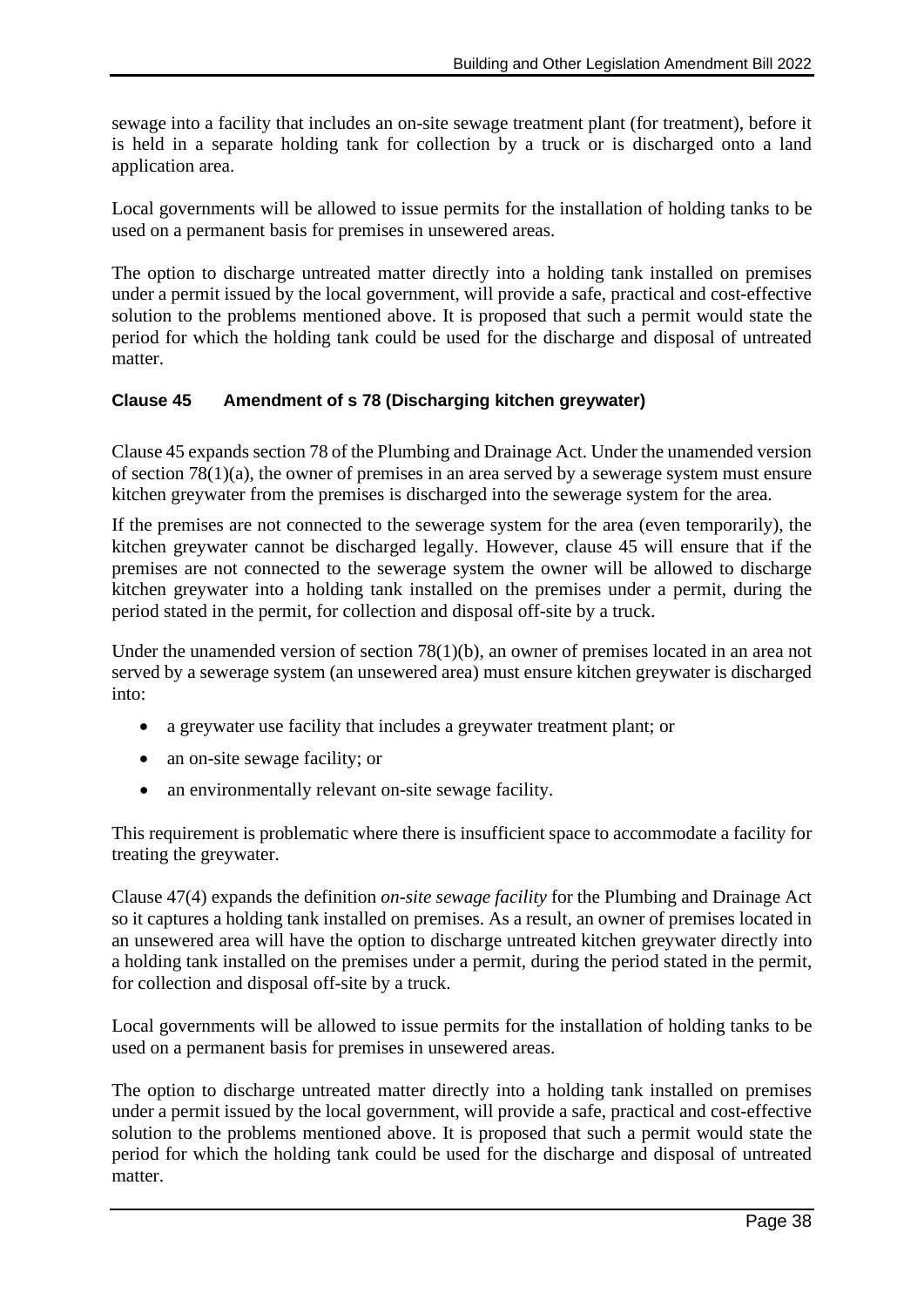sewage into a facility that includes an on-site sewage treatment plant (for treatment), before it is held in a separate holding tank for collection by a truck or is discharged onto a land application area.

Local governments will be allowed to issue permits for the installation of holding tanks to be used on a permanent basis for premises in unsewered areas.

The option to discharge untreated matter directly into a holding tank installed on premises under a permit issued by the local government, will provide a safe, practical and cost-effective solution to the problems mentioned above. It is proposed that such a permit would state the period for which the holding tank could be used for the discharge and disposal of untreated matter.

### Clause 45 Amendment of s 78 (Discharging kitchen greywater)

Clause 45 expands section 78 of the Plumbing and Drainage Act. Under the unamended version of section 78(1)(a), the owner of premises in an area served by a sewerage system must ensure kitchen greywater from the premises is discharged into the sewerage system for the area.

If the premises are not connected to the sewerage system for the area (even temporarily), the kitchen greywater cannot be discharged legally. However, clause 45 will ensure that if the premises are not connected to the sewerage system the owner will be allowed to discharge kitchen greywater into a holding tank installed on the premises under a permit, during the period stated in the permit, for collection and disposal off-site by a truck.

Under the unamended version of section 78(1)(b), an owner of premises located in an area not served by a sewerage system (an unsewered area) must ensure kitchen greywater is discharged into:

- a greywater use facility that includes a greywater treatment plant; or
- an on-site sewage facility; or
- an environmentally relevant on-site sewage facility.

This requirement is problematic where there is insufficient space to accommodate a facility for treating the greywater.

Clause 47(4) expands the definition *on-site sewage facility* for the Plumbing and Drainage Act so it captures a holding tank installed on premises. As a result, an owner of premises located in an unsewered area will have the option to discharge untreated kitchen greywater directly into a holding tank installed on the premises under a permit, during the period stated in the permit, for collection and disposal off-site by a truck.

Local governments will be allowed to issue permits for the installation of holding tanks to be used on a permanent basis for premises in unsewered areas.

The option to discharge untreated matter directly into a holding tank installed on premises under a permit issued by the local government, will provide a safe, practical and cost-effective solution to the problems mentioned above. It is proposed that such a permit would state the period for which the holding tank could be used for the discharge and disposal of untreated matter.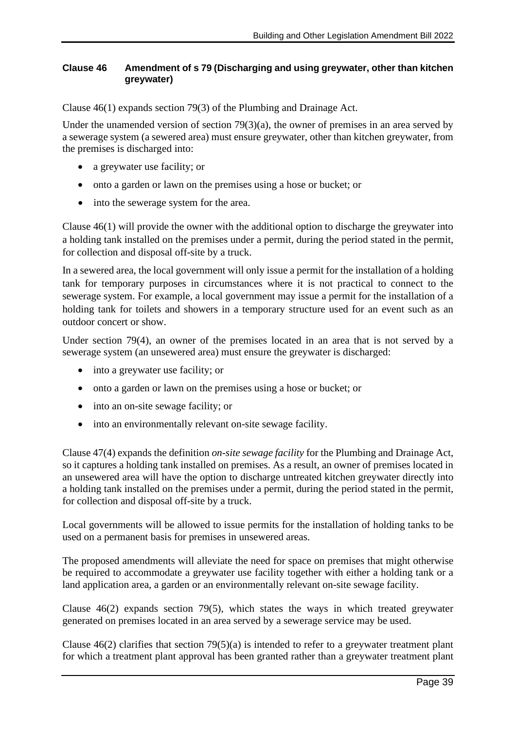#### Clause 46 Amendment of s 79 (Discharging and using greywater, other than kitchen greywater)

Clause 46(1) expands section 79(3) of the Plumbing and Drainage Act.

Under the unamended version of section 79(3)(a), the owner of premises in an area served by a sewerage system (a sewered area) must ensure greywater, other than kitchen greywater, from the premises is discharged into:

- a greywater use facility; or
- onto a garden or lawn on the premises using a hose or bucket; or
- into the sewerage system for the area.

Clause 46(1) will provide the owner with the additional option to discharge the greywater into a holding tank installed on the premises under a permit, during the period stated in the permit, for collection and disposal off-site by a truck.

In a sewered area, the local government will only issue a permit for the installation of a holding tank for temporary purposes in circumstances where it is not practical to connect to the sewerage system. For example, a local government may issue a permit for the installation of a holding tank for toilets and showers in a temporary structure used for an event such as an outdoor concert or show.

Under section 79(4), an owner of the premises located in an area that is not served by a sewerage system (an unsewered area) must ensure the greywater is discharged:

- into a greywater use facility; or
- onto a garden or lawn on the premises using a hose or bucket; or
- into an on-site sewage facility; or
- into an environmentally relevant on-site sewage facility.

Clause 47(4) expands the definition *on-site sewage facility* for the Plumbing and Drainage Act, so it captures a holding tank installed on premises. As a result, an owner of premises located in an unsewered area will have the option to discharge untreated kitchen greywater directly into a holding tank installed on the premises under a permit, during the period stated in the permit, for collection and disposal off-site by a truck.

Local governments will be allowed to issue permits for the installation of holding tanks to be used on a permanent basis for premises in unsewered areas.

The proposed amendments will alleviate the need for space on premises that might otherwise be required to accommodate a greywater use facility together with either a holding tank or a land application area, a garden or an environmentally relevant on-site sewage facility.

Clause 46(2) expands section 79(5), which states the ways in which treated greywater generated on premises located in an area served by a sewerage service may be used.

Clause 46(2) clarifies that section 79(5)(a) is intended to refer to a greywater treatment plant for which a treatment plant approval has been granted rather than a greywater treatment plant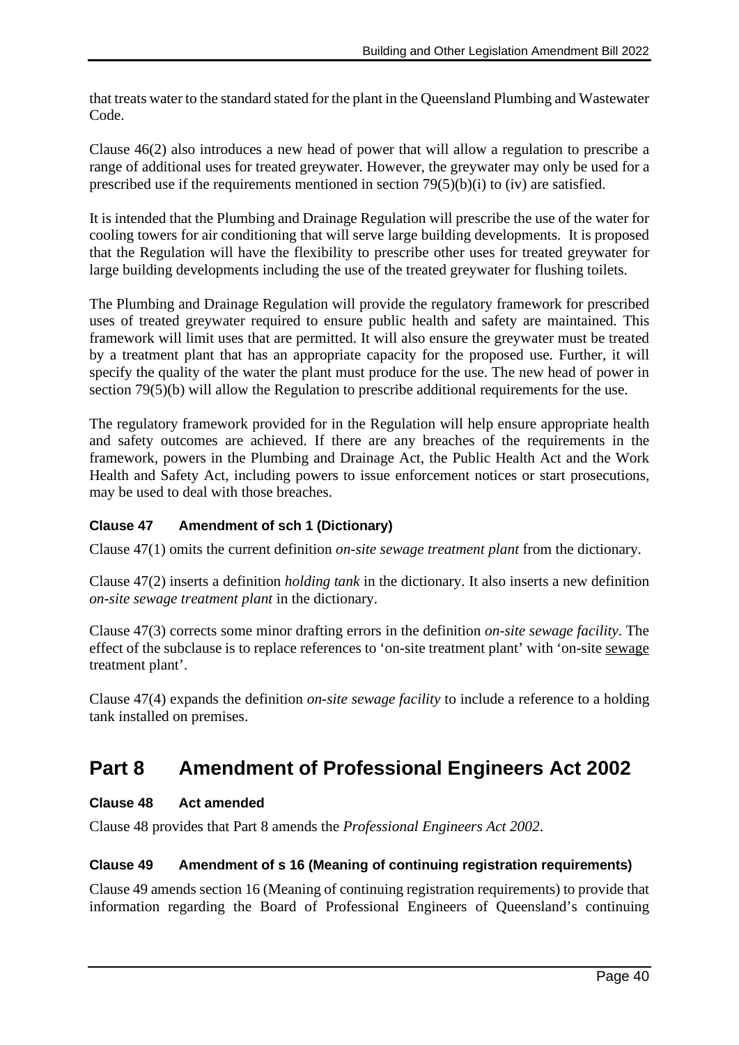that treats water to the standard stated for the plant in the Queensland Plumbing and Wastewater Code.

Clause 46(2) also introduces a new head of power that will allow a regulation to prescribe a range of additional uses for treated greywater. However, the greywater may only be used for a prescribed use if the requirements mentioned in section 79(5)(b)(i) to (iv) are satisfied.

It is intended that the Plumbing and Drainage Regulation will prescribe the use of the water for cooling towers for air conditioning that will serve large building developments. It is proposed that the Regulation will have the flexibility to prescribe other uses for treated greywater for large building developments including the use of the treated greywater for flushing toilets.

The Plumbing and Drainage Regulation will provide the regulatory framework for prescribed uses of treated greywater required to ensure public health and safety are maintained. This framework will limit uses that are permitted. It will also ensure the greywater must be treated by a treatment plant that has an appropriate capacity for the proposed use. Further, it will specify the quality of the water the plant must produce for the use. The new head of power in section 79(5)(b) will allow the Regulation to prescribe additional requirements for the use.

The regulatory framework provided for in the Regulation will help ensure appropriate health and safety outcomes are achieved. If there are any breaches of the requirements in the framework, powers in the Plumbing and Drainage Act, the Public Health Act and the Work Health and Safety Act, including powers to issue enforcement notices or start prosecutions, may be used to deal with those breaches.

### Clause 47 Amendment of sch 1 (Dictionary)

Clause 47(1) omits the current definition *on-site sewage treatment plant* from the dictionary.

Clause 47(2) inserts a definition *holding tank* in the dictionary. It also inserts a new definition *on-site sewage treatment plant* in the dictionary.

Clause 47(3) corrects some minor drafting errors in the definition *on-site sewage facility*. The effect of the subclause is to replace references to 'on-site treatment plant' with 'on-site sewage treatment plant'.

Clause 47(4) expands the definition *on-site sewage facility* to include a reference to a holding tank installed on premises.

## Part 8 Amendment of Professional Engineers Act 2002

### Clause 48 Act amended

Clause 48 provides that Part 8 amends the *Professional Engineers Act 2002*.

### Clause 49 Amendment of s 16 (Meaning of continuing registration requirements)

Clause 49 amends section 16 (Meaning of continuing registration requirements) to provide that information regarding the Board of Professional Engineers of Queensland's continuing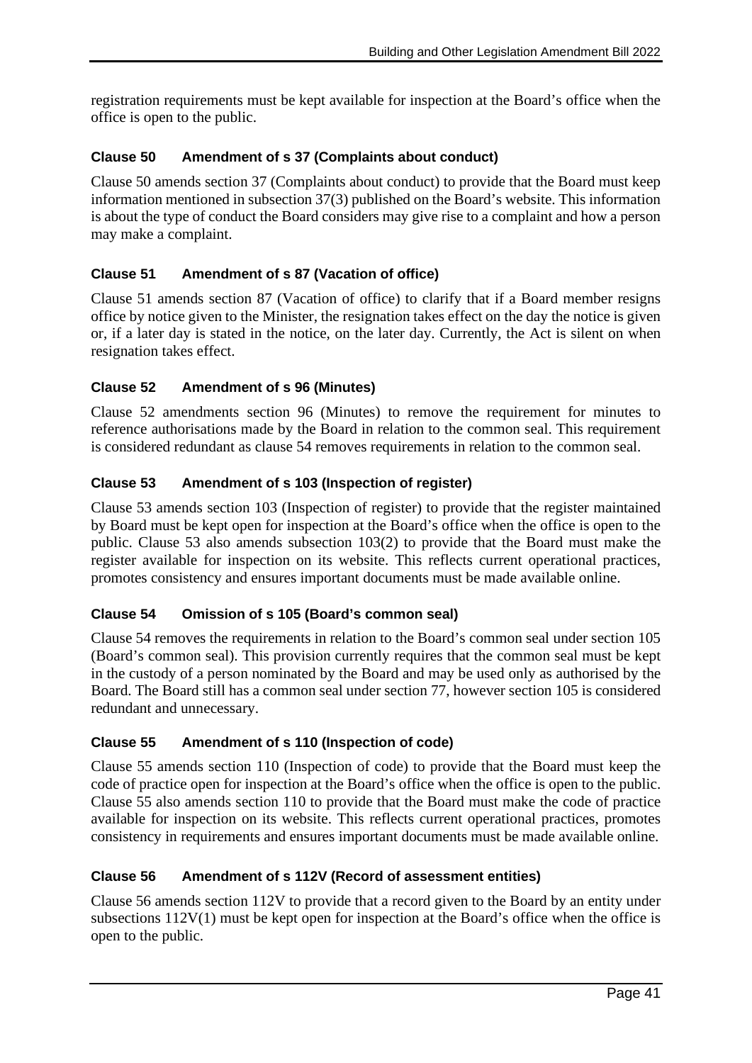registration requirements must be kept available for inspection at the Board's office when the office is open to the public.

### Clause 50 Amendment of s 37 (Complaints about conduct)

Clause 50 amends section 37 (Complaints about conduct) to provide that the Board must keep information mentioned in subsection 37(3) published on the Board's website. This information is about the type of conduct the Board considers may give rise to a complaint and how a person may make a complaint.

### Clause 51 Amendment of s 87 (Vacation of office)

Clause 51 amends section 87 (Vacation of office) to clarify that if a Board member resigns office by notice given to the Minister, the resignation takes effect on the day the notice is given or, if a later day is stated in the notice, on the later day. Currently, the Act is silent on when resignation takes effect.

### Clause 52 Amendment of s 96 (Minutes)

Clause 52 amendments section 96 (Minutes) to remove the requirement for minutes to reference authorisations made by the Board in relation to the common seal. This requirement is considered redundant as clause 54 removes requirements in relation to the common seal.

### Clause 53 Amendment of s 103 (Inspection of register)

Clause 53 amends section 103 (Inspection of register) to provide that the register maintained by Board must be kept open for inspection at the Board's office when the office is open to the public. Clause 53 also amends subsection 103(2) to provide that the Board must make the register available for inspection on its website. This reflects current operational practices, promotes consistency and ensures important documents must be made available online.

### Clause 54 Omission of s 105 (Board's common seal)

Clause 54 removes the requirements in relation to the Board's common seal under section 105 (Board's common seal). This provision currently requires that the common seal must be kept in the custody of a person nominated by the Board and may be used only as authorised by the Board. The Board still has a common seal under section 77, however section 105 is considered redundant and unnecessary.

### Clause 55 Amendment of s 110 (Inspection of code)

Clause 55 amends section 110 (Inspection of code) to provide that the Board must keep the code of practice open for inspection at the Board's office when the office is open to the public. Clause 55 also amends section 110 to provide that the Board must make the code of practice available for inspection on its website. This reflects current operational practices, promotes consistency in requirements and ensures important documents must be made available online.

### Clause 56 Amendment of s 112V (Record of assessment entities)

Clause 56 amends section 112V to provide that a record given to the Board by an entity under subsections 112V(1) must be kept open for inspection at the Board's office when the office is open to the public.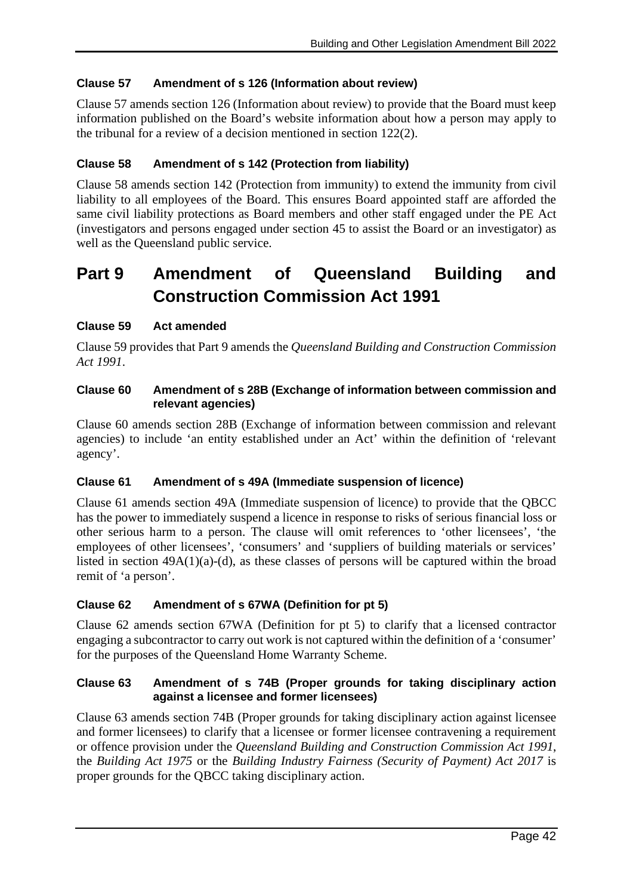### Clause 57 Amendment of s 126 (Information about review)

Clause 57 amends section 126 (Information about review) to provide that the Board must keep information published on the Board's website information about how a person may apply to the tribunal for a review of a decision mentioned in section 122(2).

### Clause 58 Amendment of s 142 (Protection from liability)

Clause 58 amends section 142 (Protection from immunity) to extend the immunity from civil liability to all employees of the Board. This ensures Board appointed staff are afforded the same civil liability protections as Board members and other staff engaged under the PE Act (investigators and persons engaged under section 45 to assist the Board or an investigator) as well as the Queensland public service.

## Part 9 Amendment of Queensland Building and Construction Commission Act 1991

### Clause 59 Act amended

Clause 59 provides that Part 9 amends the *Queensland Building and Construction Commission Act 1991*.

### Clause 60 Amendment of s 28B (Exchange of information between commission and relevant agencies)

Clause 60 amends section 28B (Exchange of information between commission and relevant agencies) to include 'an entity established under an Act' within the definition of 'relevant agency'.

### Clause 61 Amendment of s 49A (Immediate suspension of licence)

Clause 61 amends section 49A (Immediate suspension of licence) to provide that the QBCC has the power to immediately suspend a licence in response to risks of serious financial loss or other serious harm to a person. The clause will omit references to 'other licensees', 'the employees of other licensees', 'consumers' and 'suppliers of building materials or services' listed in section 49A(1)(a)-(d), as these classes of persons will be captured within the broad remit of 'a person'.

### Clause 62 Amendment of s 67WA (Definition for pt 5)

Clause 62 amends section 67WA (Definition for pt 5) to clarify that a licensed contractor engaging a subcontractor to carry out work is not captured within the definition of a 'consumer' for the purposes of the Queensland Home Warranty Scheme.

### Clause 63 Amendment of s 74B (Proper grounds for taking disciplinary action against a licensee and former licensees)

Clause 63 amends section 74B (Proper grounds for taking disciplinary action against licensee and former licensees) to clarify that a licensee or former licensee contravening a requirement or offence provision under the *Queensland Building and Construction Commission Act 1991*, the *Building Act 1975* or the *Building Industry Fairness (Security of Payment) Act 2017* is proper grounds for the QBCC taking disciplinary action.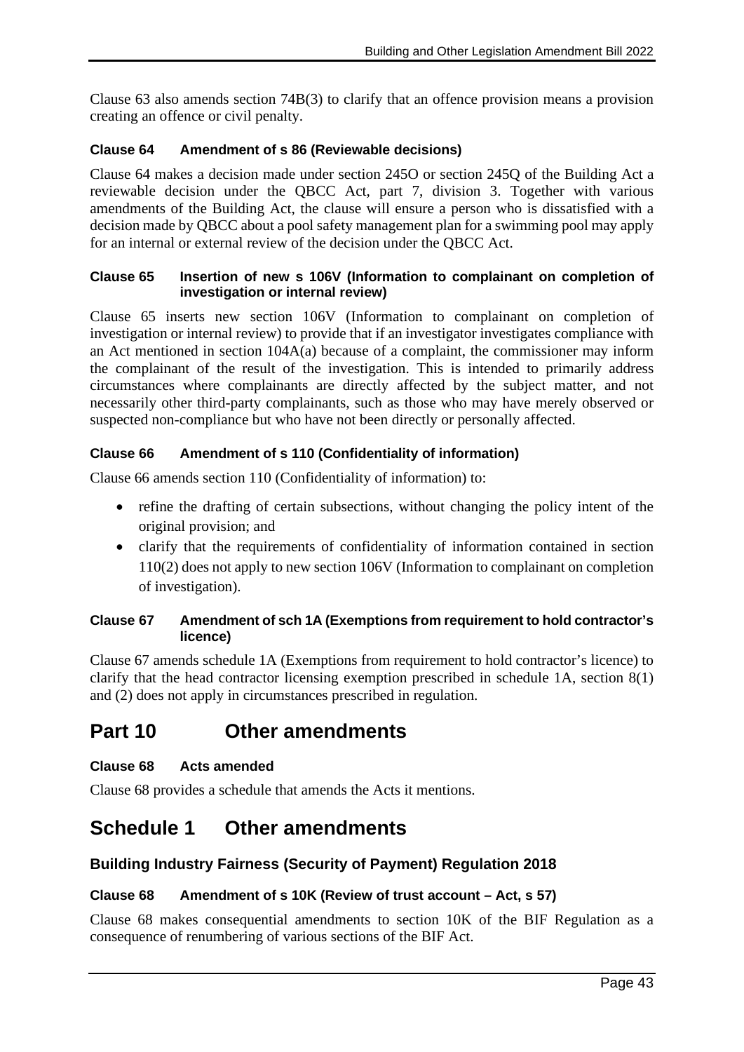Clause 63 also amends section 74B(3) to clarify that an offence provision means a provision creating an offence or civil penalty.

#### Clause 64 Amendment of s 86 (Reviewable decisions)

Clause 64 makes a decision made under section 245O or section 245Q of the Building Act a reviewable decision under the QBCC Act, part 7, division 3. Together with various amendments of the Building Act, the clause will ensure a person who is dissatisfied with a decision made by QBCC about a pool safety management plan for a swimming pool may apply for an internal or external review of the decision under the QBCC Act.

#### Clause 65 Insertion of new s 106V (Information to complainant on completion of investigation or internal review)

Clause 65 inserts new section 106V (Information to complainant on completion of investigation or internal review) to provide that if an investigator investigates compliance with an Act mentioned in section 104A(a) because of a complaint, the commissioner may inform the complainant of the result of the investigation. This is intended to primarily address circumstances where complainants are directly affected by the subject matter, and not necessarily other third-party complainants, such as those who may have merely observed or suspected non-compliance but who have not been directly or personally affected.

#### Clause 66 Amendment of s 110 (Confidentiality of information)

Clause 66 amends section 110 (Confidentiality of information) to:

- refine the drafting of certain subsections, without changing the policy intent of the original provision; and
- clarify that the requirements of confidentiality of information contained in section 110(2) does not apply to new section 106V (Information to complainant on completion of investigation).

#### Clause 67 Amendment of sch 1A (Exemptions from requirement to hold contractor's licence)

Clause 67 amends schedule 1A (Exemptions from requirement to hold contractor's licence) to clarify that the head contractor licensing exemption prescribed in schedule 1A, section 8(1) and (2) does not apply in circumstances prescribed in regulation.

# Part 10 Other amendments

#### Clause 68 Acts amended

Clause 68 provides a schedule that amends the Acts it mentions.

# Schedule 1 Other amendments

### Building Industry Fairness (Security of Payment) Regulation 2018

#### Clause 68 Amendment of s 10K (Review of trust account – Act, s 57)

Clause 68 makes consequential amendments to section 10K of the BIF Regulation as a consequence of renumbering of various sections of the BIF Act.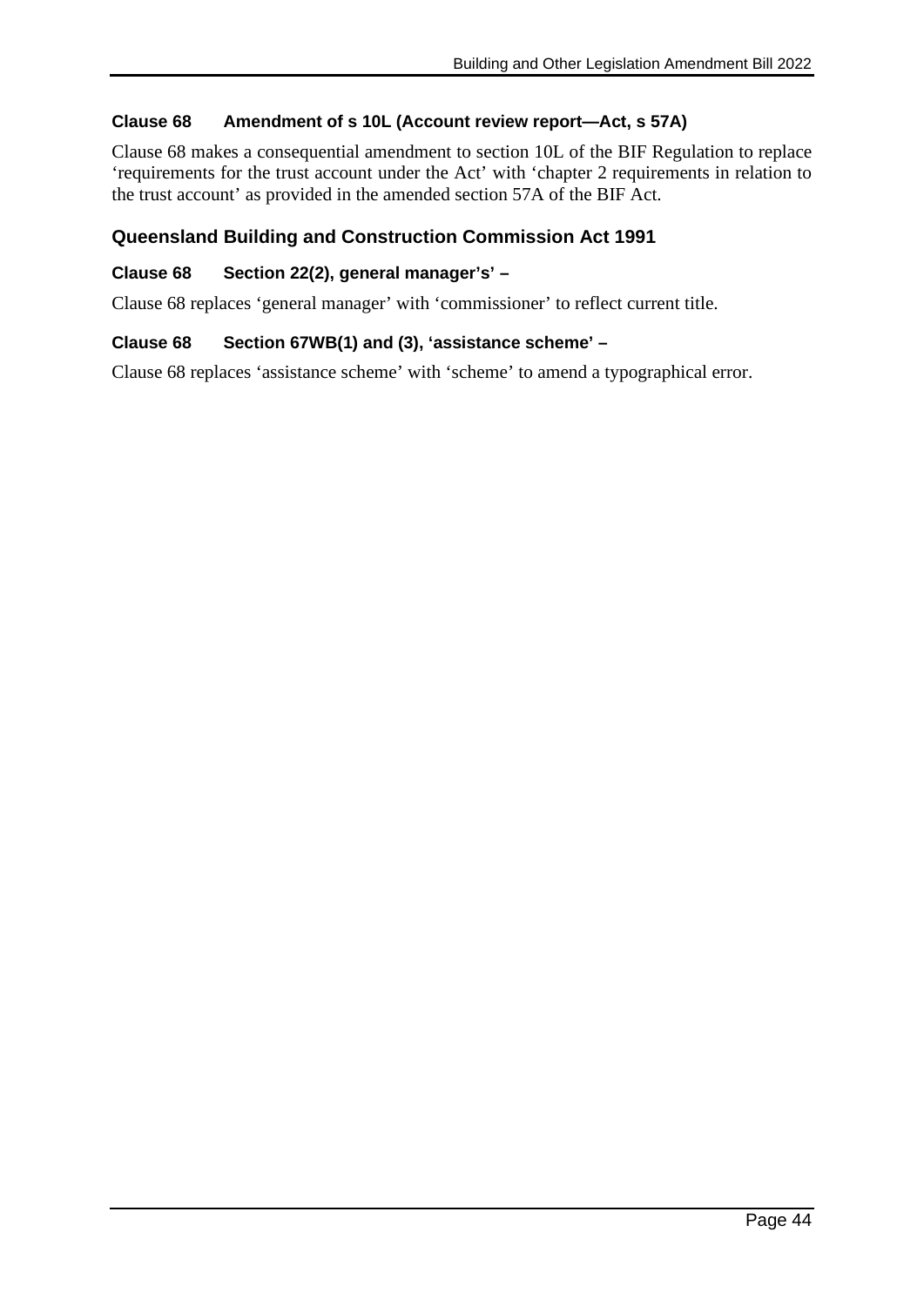#### Clause 68 Amendment of s 10L (Account review report—Act, s 57A)

Clause 68 makes a consequential amendment to section 10L of the BIF Regulation to replace ‘requirements for the trust account under the Act’ with ‘chapter 2 requirements in relation to the trust account’ as provided in the amended section 57A of the BIF Act.

### Queensland Building and Construction Commission Act 1991

#### Clause 68 Section 22(2), general manager’s’ –

Clause 68 replaces ‘general manager’ with ‘commissioner’ to reflect current title.

#### Clause 68 Section 67WB(1) and (3), ‘assistance scheme’ –

Clause 68 replaces ‘assistance scheme’ with ‘scheme’ to amend a typographical error.